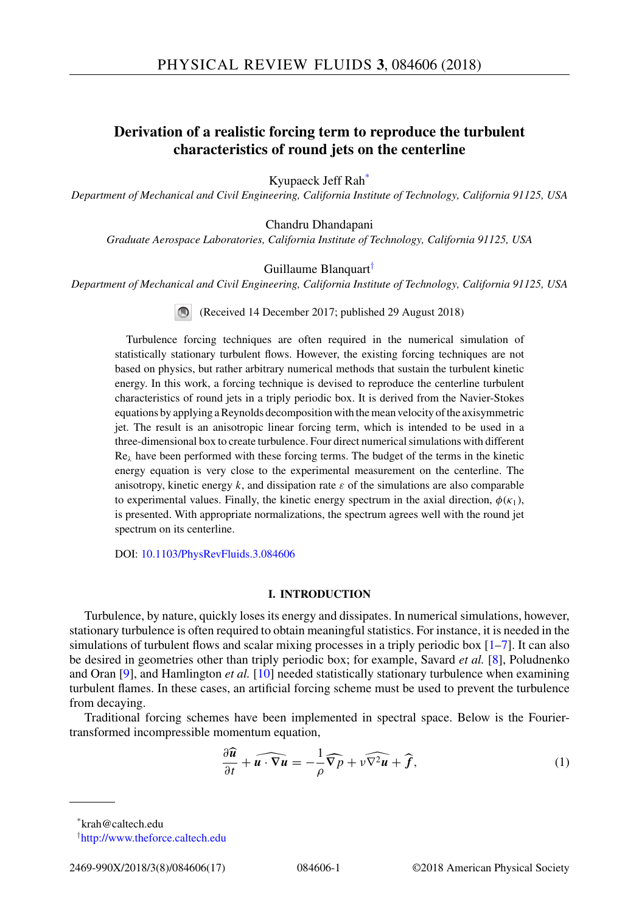# Derivation of a realistic forcing term to reproduce the turbulent characteristics of round jets on the centerline

Kyupaeck Jeff Rah*

*Department of Mechanical and Civil Engineering, California Institute of Technology, California 91125, USA*

Chandru Dhandapani

*Graduate Aerospace Laboratories, California Institute of Technology, California 91125, USA*

Guillaume Blanquart†

*Department of Mechanical and Civil Engineering, California Institute of Technology, California 91125, USA*

(Received 14 December 2017; published 29 August 2018)

Turbulence forcing techniques are often required in the numerical simulation of statistically stationary turbulent flows. However, the existing forcing techniques are not based on physics, but rather arbitrary numerical methods that sustain the turbulent kinetic energy. In this work, a forcing technique is devised to reproduce the centerline turbulent characteristics of round jets in a triply periodic box. It is derived from the Navier-Stokes equations by applying a Reynolds decomposition with the mean velocity of the axisymmetric jet. The result is an anisotropic linear forcing term, which is intended to be used in a three-dimensional box to create turbulence. Four direct numerical simulations with different $\mathrm{Re}_\lambda$ have been performed with these forcing terms. The budget of the terms in the kinetic energy equation is very close to the experimental measurement on the centerline. The anisotropy, kinetic energy $k$, and dissipation rate $\varepsilon$ of the simulations are also comparable to experimental values. Finally, the kinetic energy spectrum in the axial direction, $\phi(\kappa_1)$, is presented. With appropriate normalizations, the spectrum agrees well with the round jet spectrum on its centerline.

DOI: 10.1103/PhysRevFluids.3.084606

## I. INTRODUCTION

Turbulence, by nature, quickly loses its energy and dissipates. In numerical simulations, however, stationary turbulence is often required to obtain meaningful statistics. For instance, it is needed in the simulations of turbulent flows and scalar mixing processes in a triply periodic box [1–7]. It can also be desired in geometries other than triply periodic box; for example, Savard *et al.* [8], Poludnenko and Oran [9], and Hamlington *et al.* [10] needed statistically stationary turbulence when examining turbulent flames. In these cases, an artificial forcing scheme must be used to prevent the turbulence from decaying.

Traditional forcing schemes have been implemented in spectral space. Below is the Fourier-transformed incompressible momentum equation,

$$\frac{\partial \widehat{\boldsymbol{u}}}{\partial t} + \widehat{\boldsymbol{u} \cdot \nabla \boldsymbol{u}} = -\frac{1}{\rho}\widehat{\nabla p} + \nu\widehat{\nabla^2 \boldsymbol{u}} + \widehat{\boldsymbol{f}}, \tag{1}$$

*krah@caltech.edu

†http://www.theforce.caltech.edu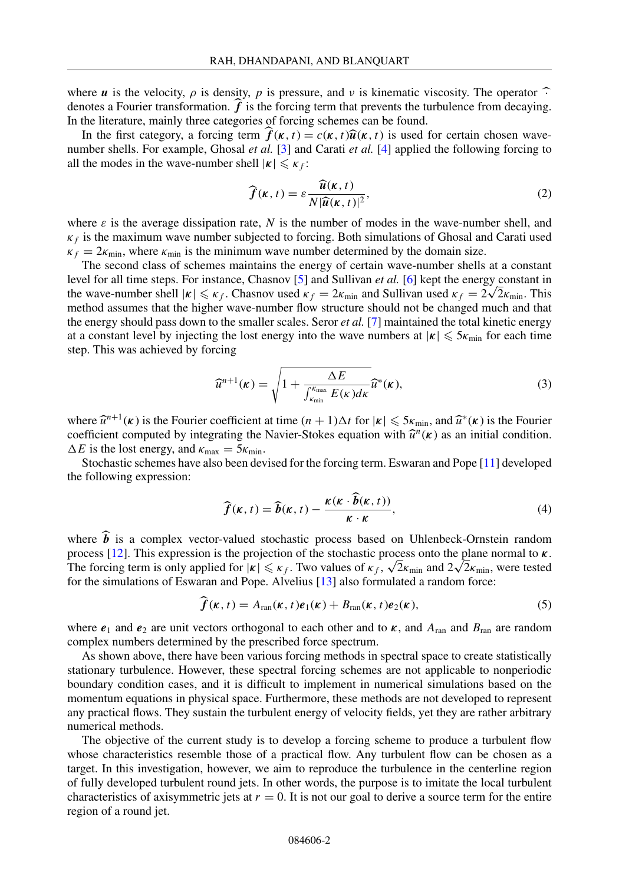where $\boldsymbol{u}$ is the velocity, $\rho$ is density, $p$ is pressure, and $\nu$ is kinematic viscosity. The operator $\widehat{\cdot}$ denotes a Fourier transformation. $\widehat{\boldsymbol{f}}$ is the forcing term that prevents the turbulence from decaying. In the literature, mainly three categories of forcing schemes can be found.

In the first category, a forcing term $\widehat{\boldsymbol{f}}(\boldsymbol{\kappa}, t) = c(\boldsymbol{\kappa}, t)\widehat{\boldsymbol{u}}(\boldsymbol{\kappa}, t)$ is used for certain chosen wave-number shells. For example, Ghosal *et al.* [3] and Carati *et al.* [4] applied the following forcing to all the modes in the wave-number shell $|\boldsymbol{\kappa}| \leqslant \kappa_f$:

$$\widehat{\boldsymbol{f}}(\boldsymbol{\kappa}, t) = \varepsilon \frac{\widehat{\boldsymbol{u}}(\boldsymbol{\kappa}, t)}{N|\widehat{\boldsymbol{u}}(\boldsymbol{\kappa}, t)|^2}, \tag{2}$$

where $\varepsilon$ is the average dissipation rate, $N$ is the number of modes in the wave-number shell, and $\kappa_f$ is the maximum wave number subjected to forcing. Both simulations of Ghosal and Carati used $\kappa_f = 2\kappa_{\min}$, where $\kappa_{\min}$ is the minimum wave number determined by the domain size.

The second class of schemes maintains the energy of certain wave-number shells at a constant level for all time steps. For instance, Chasnov [5] and Sullivan *et al.* [6] kept the energy constant in the wave-number shell $|\boldsymbol{\kappa}| \leqslant \kappa_f$. Chasnov used $\kappa_f = 2\kappa_{\min}$ and Sullivan used $\kappa_f = 2\sqrt{2}\kappa_{\min}$. This method assumes that the higher wave-number flow structure should not be changed much and that the energy should pass down to the smaller scales. Seror *et al.* [7] maintained the total kinetic energy at a constant level by injecting the lost energy into the wave numbers at $|\boldsymbol{\kappa}| \leqslant 5\kappa_{\min}$ for each time step. This was achieved by forcing

$$\widehat{u}^{n+1}(\boldsymbol{\kappa}) = \sqrt{1 + \frac{\Delta E}{\int_{\kappa_{\min}}^{\kappa_{\max}} E(\kappa) d\kappa}}\,\widehat{u}^{*}(\boldsymbol{\kappa}), \tag{3}$$

where $\widehat{u}^{n+1}(\boldsymbol{\kappa})$ is the Fourier coefficient at time $(n+1)\Delta t$ for $|\boldsymbol{\kappa}| \leqslant 5\kappa_{\min}$, and $\widehat{u}^{*}(\boldsymbol{\kappa})$ is the Fourier coefficient computed by integrating the Navier-Stokes equation with $\widehat{u}^{n}(\boldsymbol{\kappa})$ as an initial condition. $\Delta E$ is the lost energy, and $\kappa_{\max} = 5\kappa_{\min}$.

Stochastic schemes have also been devised for the forcing term. Eswaran and Pope [11] developed the following expression:

$$\widehat{\boldsymbol{f}}(\boldsymbol{\kappa}, t) = \widehat{\boldsymbol{b}}(\boldsymbol{\kappa}, t) - \frac{\boldsymbol{\kappa}(\boldsymbol{\kappa} \cdot \widehat{\boldsymbol{b}}(\boldsymbol{\kappa}, t))}{\boldsymbol{\kappa} \cdot \boldsymbol{\kappa}}, \tag{4}$$

where $\widehat{\boldsymbol{b}}$ is a complex vector-valued stochastic process based on Uhlenbeck-Ornstein random process [12]. This expression is the projection of the stochastic process onto the plane normal to $\boldsymbol{\kappa}$. The forcing term is only applied for $|\boldsymbol{\kappa}| \leqslant \kappa_f$. Two values of $\kappa_f$, $\sqrt{2}\kappa_{\min}$ and $2\sqrt{2}\kappa_{\min}$, were tested for the simulations of Eswaran and Pope. Alvelius [13] also formulated a random force:

$$\widehat{\boldsymbol{f}}(\boldsymbol{\kappa}, t) = A_{\text{ran}}(\boldsymbol{\kappa}, t)\boldsymbol{e}_1(\boldsymbol{\kappa}) + B_{\text{ran}}(\boldsymbol{\kappa}, t)\boldsymbol{e}_2(\boldsymbol{\kappa}), \tag{5}$$

where $\boldsymbol{e}_1$ and $\boldsymbol{e}_2$ are unit vectors orthogonal to each other and to $\boldsymbol{\kappa}$, and $A_{\text{ran}}$ and $B_{\text{ran}}$ are random complex numbers determined by the prescribed force spectrum.

As shown above, there have been various forcing methods in spectral space to create statistically stationary turbulence. However, these spectral forcing schemes are not applicable to nonperiodic boundary condition cases, and it is difficult to implement in numerical simulations based on the momentum equations in physical space. Furthermore, these methods are not developed to represent any practical flows. They sustain the turbulent energy of velocity fields, yet they are rather arbitrary numerical methods.

The objective of the current study is to develop a forcing scheme to produce a turbulent flow whose characteristics resemble those of a practical flow. Any turbulent flow can be chosen as a target. In this investigation, however, we aim to reproduce the turbulence in the centerline region of fully developed turbulent round jets. In other words, the purpose is to imitate the local turbulent characteristics of axisymmetric jets at $r = 0$. It is not our goal to derive a source term for the entire region of a round jet.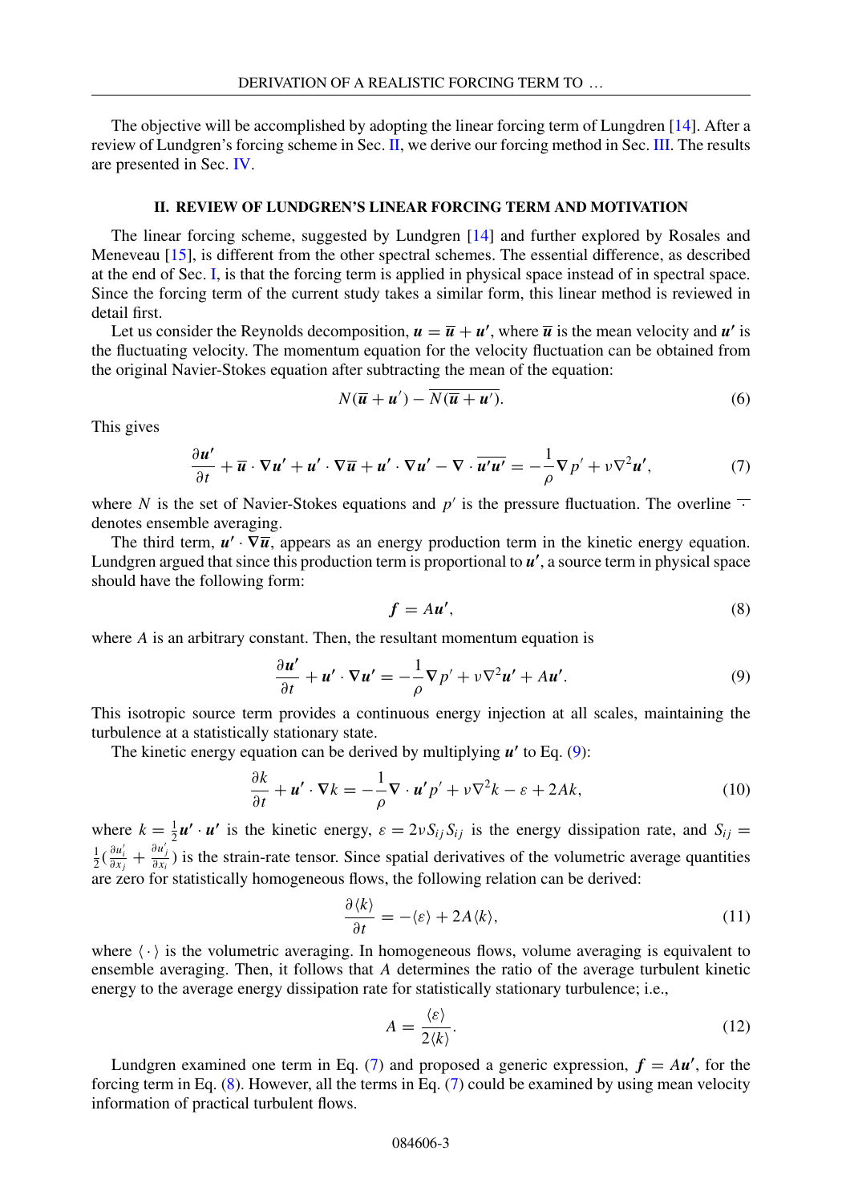The objective will be accomplished by adopting the linear forcing term of Lungdren [14]. After a review of Lundgren's forcing scheme in Sec. II, we derive our forcing method in Sec. III. The results are presented in Sec. IV.

## II. REVIEW OF LUNDGREN'S LINEAR FORCING TERM AND MOTIVATION

The linear forcing scheme, suggested by Lundgren [14] and further explored by Rosales and Meneveau [15], is different from the other spectral schemes. The essential difference, as described at the end of Sec. I, is that the forcing term is applied in physical space instead of in spectral space. Since the forcing term of the current study takes a similar form, this linear method is reviewed in detail first.

Let us consider the Reynolds decomposition, $\boldsymbol{u} = \overline{\boldsymbol{u}} + \boldsymbol{u'}$, where $\overline{\boldsymbol{u}}$ is the mean velocity and $\boldsymbol{u'}$ is the fluctuating velocity. The momentum equation for the velocity fluctuation can be obtained from the original Navier-Stokes equation after subtracting the mean of the equation:

$$N(\overline{\boldsymbol{u}} + \boldsymbol{u}') - \overline{N(\overline{\boldsymbol{u}} + \boldsymbol{u}')}. \tag{6}$$

This gives

$$\frac{\partial \boldsymbol{u'}}{\partial t} + \overline{\boldsymbol{u}} \cdot \nabla \boldsymbol{u'} + \boldsymbol{u'} \cdot \nabla \overline{\boldsymbol{u}} + \boldsymbol{u'} \cdot \nabla \boldsymbol{u'} - \nabla \cdot \overline{\boldsymbol{u'}\boldsymbol{u'}} = -\frac{1}{\rho} \nabla p' + \nu \nabla^2 \boldsymbol{u'}, \tag{7}$$

where $N$ is the set of Navier-Stokes equations and $p'$ is the pressure fluctuation. The overline $\overline{\cdot}$ denotes ensemble averaging.

The third term, $\boldsymbol{u'} \cdot \nabla \overline{\boldsymbol{u}}$, appears as an energy production term in the kinetic energy equation. Lundgren argued that since this production term is proportional to $\boldsymbol{u'}$, a source term in physical space should have the following form:

$$\boldsymbol{f} = A\boldsymbol{u'}, \tag{8}$$

where $A$ is an arbitrary constant. Then, the resultant momentum equation is

$$\frac{\partial \boldsymbol{u'}}{\partial t} + \boldsymbol{u'} \cdot \nabla \boldsymbol{u'} = -\frac{1}{\rho} \nabla p' + \nu \nabla^2 \boldsymbol{u'} + A\boldsymbol{u'}. \tag{9}$$

This isotropic source term provides a continuous energy injection at all scales, maintaining the turbulence at a statistically stationary state.

The kinetic energy equation can be derived by multiplying $\boldsymbol{u'}$ to Eq. (9):

$$\frac{\partial k}{\partial t} + \boldsymbol{u'} \cdot \nabla k = -\frac{1}{\rho} \nabla \cdot \boldsymbol{u'} p' + \nu \nabla^2 k - \varepsilon + 2Ak, \tag{10}$$

where $k = \frac{1}{2} \boldsymbol{u'} \cdot \boldsymbol{u'}$ is the kinetic energy, $\varepsilon = 2\nu S_{ij} S_{ij}$ is the energy dissipation rate, and $S_{ij} = \frac{1}{2}(\frac{\partial u_i'}{\partial x_j} + \frac{\partial u_j'}{\partial x_i})$ is the strain-rate tensor. Since spatial derivatives of the volumetric average quantities are zero for statistically homogeneous flows, the following relation can be derived:

$$\frac{\partial \langle k \rangle}{\partial t} = -\langle \varepsilon \rangle + 2A\langle k \rangle, \tag{11}$$

where $\langle \cdot \rangle$ is the volumetric averaging. In homogeneous flows, volume averaging is equivalent to ensemble averaging. Then, it follows that $A$ determines the ratio of the average turbulent kinetic energy to the average energy dissipation rate for statistically stationary turbulence; i.e.,

$$A = \frac{\langle \varepsilon \rangle}{2\langle k \rangle}. \tag{12}$$

Lundgren examined one term in Eq. (7) and proposed a generic expression, $\boldsymbol{f} = A\boldsymbol{u'}$, for the forcing term in Eq. (8). However, all the terms in Eq. (7) could be examined by using mean velocity information of practical turbulent flows.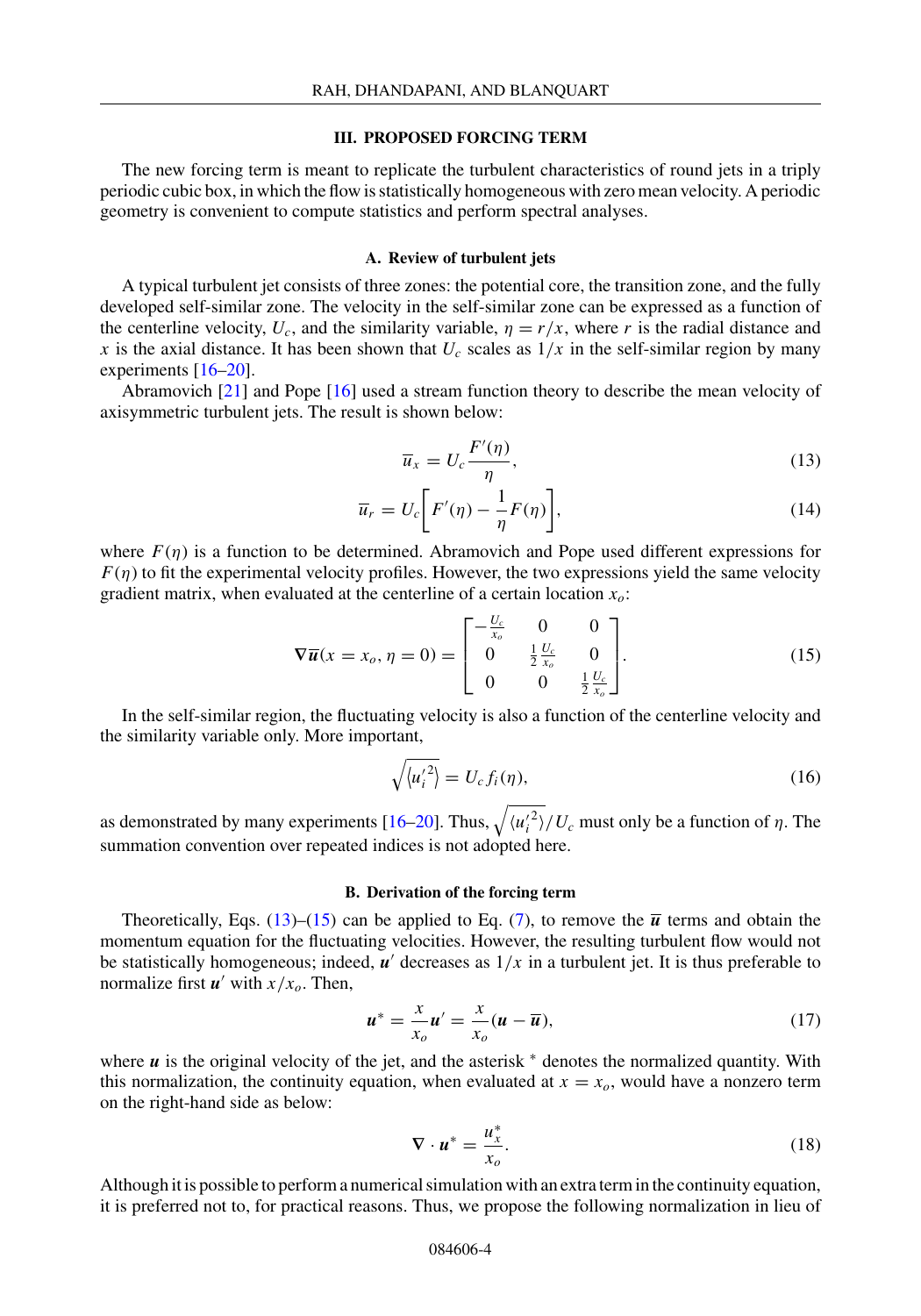## III. PROPOSED FORCING TERM

The new forcing term is meant to replicate the turbulent characteristics of round jets in a triply periodic cubic box, in which the flow is statistically homogeneous with zero mean velocity. A periodic geometry is convenient to compute statistics and perform spectral analyses.

### A. Review of turbulent jets

A typical turbulent jet consists of three zones: the potential core, the transition zone, and the fully developed self-similar zone. The velocity in the self-similar zone can be expressed as a function of the centerline velocity, $U_c$, and the similarity variable, $\eta = r/x$, where $r$ is the radial distance and $x$ is the axial distance. It has been shown that $U_c$ scales as $1/x$ in the self-similar region by many experiments [16–20].

Abramovich [21] and Pope [16] used a stream function theory to describe the mean velocity of axisymmetric turbulent jets. The result is shown below:

$$\overline{u}_x = U_c \frac{F'(\eta)}{\eta}, \tag{13}$$

$$\overline{u}_r = U_c \left[ F'(\eta) - \frac{1}{\eta} F(\eta) \right], \tag{14}$$

where $F(\eta)$ is a function to be determined. Abramovich and Pope used different expressions for $F(\eta)$ to fit the experimental velocity profiles. However, the two expressions yield the same velocity gradient matrix, when evaluated at the centerline of a certain location $x_o$:

$$\nabla \overline{\boldsymbol{u}}(x = x_o, \eta = 0) = \begin{bmatrix} -\frac{U_c}{x_o} & 0 & 0 \\ 0 & \frac{1}{2}\frac{U_c}{x_o} & 0 \\ 0 & 0 & \frac{1}{2}\frac{U_c}{x_o} \end{bmatrix}. \tag{15}$$

In the self-similar region, the fluctuating velocity is also a function of the centerline velocity and the similarity variable only. More important,

$$\sqrt{\langle u_i'^2 \rangle} = U_c f_i(\eta), \tag{16}$$

as demonstrated by many experiments [16–20]. Thus, $\sqrt{\langle u_i'^2 \rangle}/U_c$ must only be a function of $\eta$. The summation convention over repeated indices is not adopted here.

### B. Derivation of the forcing term

Theoretically, Eqs. (13)–(15) can be applied to Eq. (7), to remove the $\overline{\boldsymbol{u}}$ terms and obtain the momentum equation for the fluctuating velocities. However, the resulting turbulent flow would not be statistically homogeneous; indeed, $\boldsymbol{u}'$ decreases as $1/x$ in a turbulent jet. It is thus preferable to normalize first $\boldsymbol{u}'$ with $x/x_o$. Then,

$$\boldsymbol{u}^* = \frac{x}{x_o}\boldsymbol{u}' = \frac{x}{x_o}(\boldsymbol{u} - \overline{\boldsymbol{u}}), \tag{17}$$

where $\boldsymbol{u}$ is the original velocity of the jet, and the asterisk $^*$ denotes the normalized quantity. With this normalization, the continuity equation, when evaluated at $x = x_o$, would have a nonzero term on the right-hand side as below:

$$\nabla \cdot \boldsymbol{u}^* = \frac{u_x^*}{x_o}. \tag{18}$$

Although it is possible to perform a numerical simulation with an extra term in the continuity equation, it is preferred not to, for practical reasons. Thus, we propose the following normalization in lieu of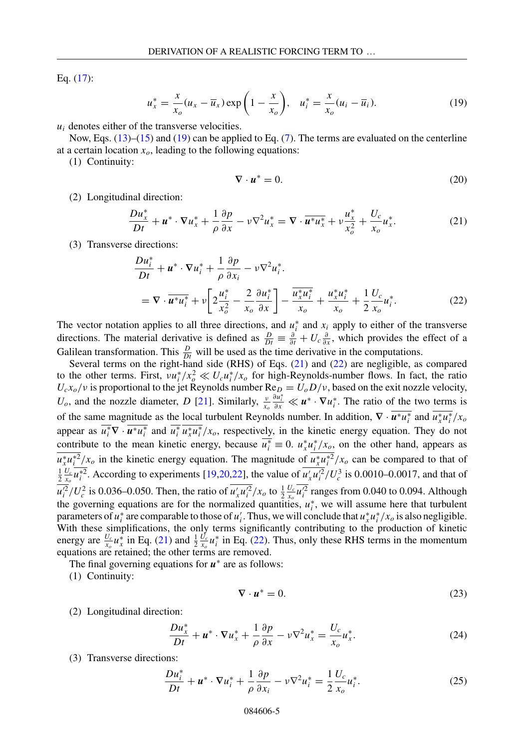Eq. (17):

$$u_x^* = \frac{x}{x_o}(u_x - \overline{u}_x)\exp\left(1 - \frac{x}{x_o}\right), \quad u_i^* = \frac{x}{x_o}(u_i - \overline{u}_i). \tag{19}$$

$u_i$ denotes either of the transverse velocities.

Now, Eqs. (13)–(15) and (19) can be applied to Eq. (7). The terms are evaluated on the centerline at a certain location $x_o$, leading to the following equations:

(1) Continuity:

$$\nabla \cdot \boldsymbol{u}^* = 0. \tag{20}$$

(2) Longitudinal direction:

$$\frac{Du_x^*}{Dt} + \boldsymbol{u}^* \cdot \nabla u_x^* + \frac{1}{\rho}\frac{\partial p}{\partial x} - \nu \nabla^2 u_x^* = \nabla \cdot \overline{\boldsymbol{u}^* u_x^*} + \nu \frac{u_x^*}{x_o^2} + \frac{U_c}{x_o} u_x^*. \tag{21}$$

(3) Transverse directions:

$$\begin{aligned}
&\frac{Du_i^*}{Dt} + \boldsymbol{u}^* \cdot \nabla u_i^* + \frac{1}{\rho}\frac{\partial p}{\partial x_i} - \nu \nabla^2 u_i^*. \\
&= \nabla \cdot \overline{\boldsymbol{u}^* u_i^*} + \nu\left[2\frac{u_i^*}{x_o^2} - \frac{2}{x_o}\frac{\partial u_i^*}{\partial x}\right] - \frac{\overline{u_x^* u_i^*}}{x_o} + \frac{u_x^* u_i^*}{x_o} + \frac{1}{2}\frac{U_c}{x_o} u_i^*.
\end{aligned} \tag{22}$$

The vector notation applies to all three directions, and $u_i^*$ and $x_i$ apply to either of the transverse directions. The material derivative is defined as $\frac{D}{Dt} \equiv \frac{\partial}{\partial t} + U_c \frac{\partial}{\partial x}$, which provides the effect of a Galilean transformation. This $\frac{D}{Dt}$ will be used as the time derivative in the computations.

Several terms on the right-hand side (RHS) of Eqs. (21) and (22) are negligible, as compared to the other terms. First, $\nu u_i^*/x_o^2 \ll U_c u_i^*/x_o$ for high-Reynolds-number flows. In fact, the ratio $U_c x_o/\nu$ is proportional to the jet Reynolds number $\mathrm{Re}_D = U_o D/\nu$, based on the exit nozzle velocity, $U_o$, and the nozzle diameter, $D$ [21]. Similarly, $\frac{\nu}{x_o}\frac{\partial u_i^*}{\partial x} \ll \boldsymbol{u}^* \cdot \nabla u_i^*$. The ratio of the two terms is of the same magnitude as the local turbulent Reynolds number. In addition, $\nabla \cdot \overline{\boldsymbol{u}^* u_i^*}$ and $\overline{u_x^* u_i^*}/x_o$ appear as $\overline{u_i^*}\nabla \cdot \overline{\boldsymbol{u}^* u_i^*}$ and $\overline{u_i^*}\,\overline{u_x^* u_i^*}/x_o$, respectively, in the kinetic energy equation. They do not contribute to the mean kinetic energy, because $\overline{u_i^*} \equiv 0$. $u_x^* u_i^*/x_o$, on the other hand, appears as $\overline{u_x^* u_i^{*2}}/x_o$ in the kinetic energy equation. The magnitude of $\overline{u_x^* u_i^{*2}}/x_o$ can be compared to that of $\frac{1}{2}\frac{U_c}{x_o}\overline{u_i^{*2}}$. According to experiments [19,20,22], the value of $\overline{u_x' u_i'^2}/U_c^3$ is 0.0010–0.0017, and that of $\overline{u_i'^2}/U_c^2$ is 0.036–0.050. Then, the ratio of $\overline{u_x' u_i'^2}/x_o$ to $\frac{1}{2}\frac{U_c}{x_o}\overline{u_i'^2}$ ranges from 0.040 to 0.094. Although the governing equations are for the normalized quantities, $u_i^*$, we will assume here that turbulent parameters of $u_i^*$ are comparable to those of $u_i'$. Thus, we will conclude that $u_x^* u_i^*/x_o$ is also negligible. With these simplifications, the only terms significantly contributing to the production of kinetic energy are $\frac{U_c}{x_o}u_x^*$ in Eq. (21) and $\frac{1}{2}\frac{U_c}{x_o}u_i^*$ in Eq. (22). Thus, only these RHS terms in the momentum equations are retained; the other terms are removed.

The final governing equations for $\boldsymbol{u}^*$ are as follows:

(1) Continuity:

$$\nabla \cdot \boldsymbol{u}^* = 0. \tag{23}$$

(2) Longitudinal direction:

$$\frac{Du_x^*}{Dt} + \boldsymbol{u}^* \cdot \nabla u_x^* + \frac{1}{\rho}\frac{\partial p}{\partial x} - \nu \nabla^2 u_x^* = \frac{U_c}{x_o} u_x^*. \tag{24}$$

(3) Transverse directions:

$$\frac{Du_i^*}{Dt} + \boldsymbol{u}^* \cdot \nabla u_i^* + \frac{1}{\rho}\frac{\partial p}{\partial x_i} - \nu \nabla^2 u_i^* = \frac{1}{2}\frac{U_c}{x_o} u_i^*. \tag{25}$$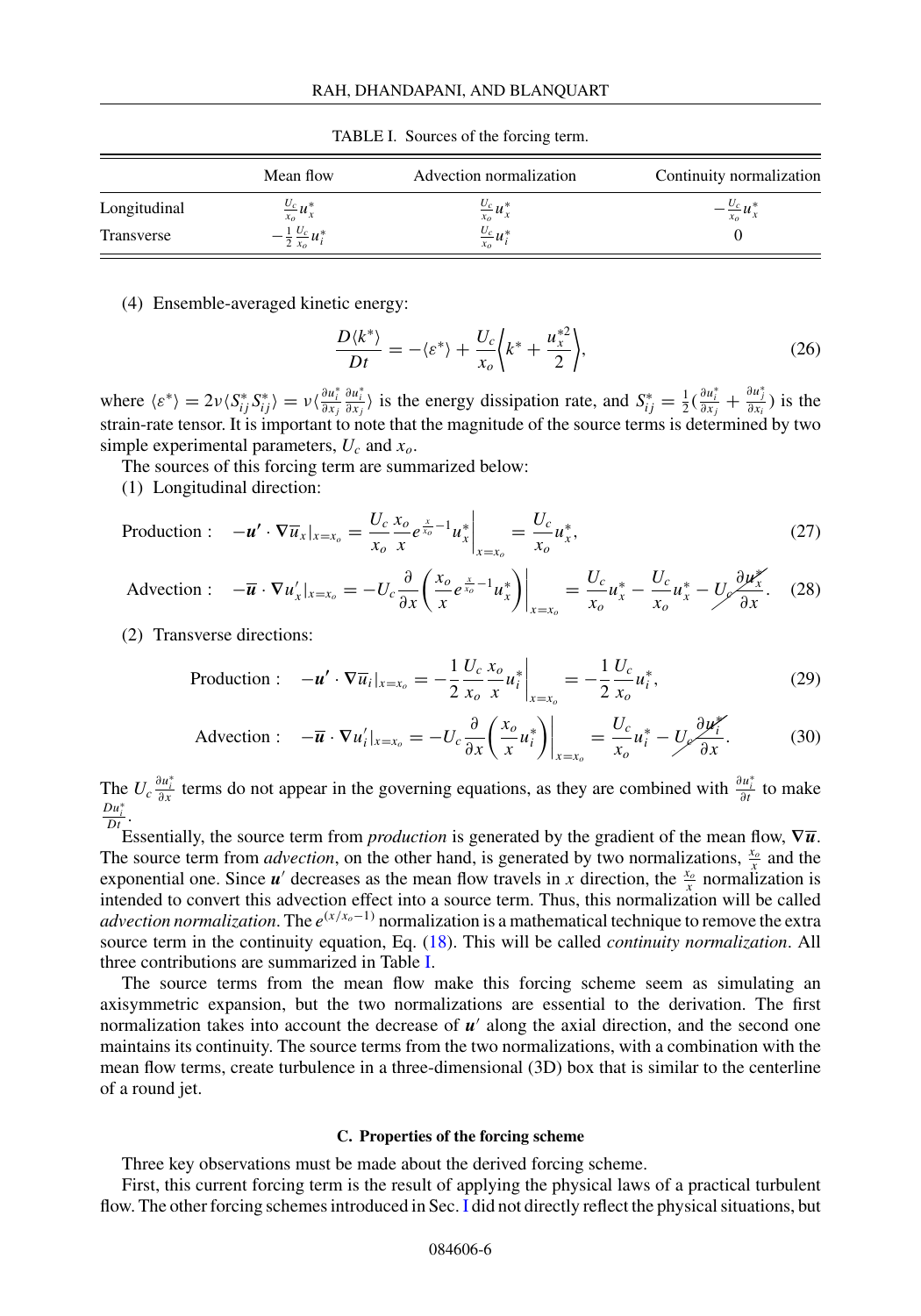TABLE I. Sources of the forcing term.

| | Mean flow | Advection normalization | Continuity normalization |
|---|---|---|---|
| Longitudinal | $\frac{U_c}{x_o} u_x^*$ | $\frac{U_c}{x_o} u_x^*$ | $-\frac{U_c}{x_o} u_x^*$ |
| Transverse | $-\frac{1}{2}\frac{U_c}{x_o} u_i^*$ | $\frac{U_c}{x_o} u_i^*$ | 0 |

(4) Ensemble-averaged kinetic energy:

$$\frac{D\langle k^*\rangle}{Dt} = -\langle \varepsilon^* \rangle + \frac{U_c}{x_o}\left\langle k^* + \frac{u_x^{*2}}{2}\right\rangle, \tag{26}$$

where $\langle \varepsilon^* \rangle = 2\nu \langle S_{ij}^* S_{ij}^* \rangle = \nu \langle \frac{\partial u_i^*}{\partial x_j}\frac{\partial u_i^*}{\partial x_j}\rangle$ is the energy dissipation rate, and $S_{ij}^* = \frac{1}{2}(\frac{\partial u_i^*}{\partial x_j} + \frac{\partial u_j^*}{\partial x_i})$ is the strain-rate tensor. It is important to note that the magnitude of the source terms is determined by two simple experimental parameters, $U_c$ and $x_o$.

The sources of this forcing term are summarized below:

(1) Longitudinal direction:

$$\text{Production}: \quad -\boldsymbol{u}' \cdot \nabla \overline{u}_x|_{x=x_o} = \frac{U_c}{x_o}\frac{x_o}{x} e^{\frac{x}{x_o}-1} u_x^* \bigg|_{x=x_o} = \frac{U_c}{x_o} u_x^*, \tag{27}$$

$$\text{Advection}: \quad -\overline{\boldsymbol{u}} \cdot \nabla u_x'|_{x=x_o} = -U_c \frac{\partial}{\partial x}\left(\frac{x_o}{x} e^{\frac{x}{x_o}-1} u_x^*\right)\bigg|_{x=x_o} = \frac{U_c}{x_o} u_x^* - \frac{U_c}{x_o} u_x^* - \cancel{U_c \frac{\partial u_x^*}{\partial x}}. \tag{28}$$

(2) Transverse directions:

$$\text{Production}: \quad -\boldsymbol{u}' \cdot \nabla \overline{u}_i|_{x=x_o} = -\frac{1}{2}\frac{U_c}{x_o}\frac{x_o}{x} u_i^* \bigg|_{x=x_o} = -\frac{1}{2}\frac{U_c}{x_o} u_i^*, \tag{29}$$

$$\text{Advection}: \quad -\overline{\boldsymbol{u}} \cdot \nabla u_i'|_{x=x_o} = -U_c \frac{\partial}{\partial x}\left(\frac{x_o}{x} u_i^*\right)\bigg|_{x=x_o} = \frac{U_c}{x_o} u_i^* - \cancel{U_c \frac{\partial u_i^*}{\partial x}}. \tag{30}$$

The $U_c \frac{\partial u_i^*}{\partial x}$ terms do not appear in the governing equations, as they are combined with $\frac{\partial u_i^*}{\partial t}$ to make $\frac{Du_i^*}{Dt}$.

Essentially, the source term from *production* is generated by the gradient of the mean flow, $\nabla \overline{\boldsymbol{u}}$. The source term from *advection*, on the other hand, is generated by two normalizations, $\frac{x_o}{x}$ and the exponential one. Since $\boldsymbol{u}'$ decreases as the mean flow travels in $x$ direction, the $\frac{x_o}{x}$ normalization is intended to convert this advection effect into a source term. Thus, this normalization will be called *advection normalization*. The $e^{(x/x_o-1)}$ normalization is a mathematical technique to remove the extra source term in the continuity equation, Eq. (18). This will be called *continuity normalization*. All three contributions are summarized in Table I.

The source terms from the mean flow make this forcing scheme seem as simulating an axisymmetric expansion, but the two normalizations are essential to the derivation. The first normalization takes into account the decrease of $\boldsymbol{u}'$ along the axial direction, and the second one maintains its continuity. The source terms from the two normalizations, with a combination with the mean flow terms, create turbulence in a three-dimensional (3D) box that is similar to the centerline of a round jet.

### C. Properties of the forcing scheme

Three key observations must be made about the derived forcing scheme.

First, this current forcing term is the result of applying the physical laws of a practical turbulent flow. The other forcing schemes introduced in Sec. I did not directly reflect the physical situations, but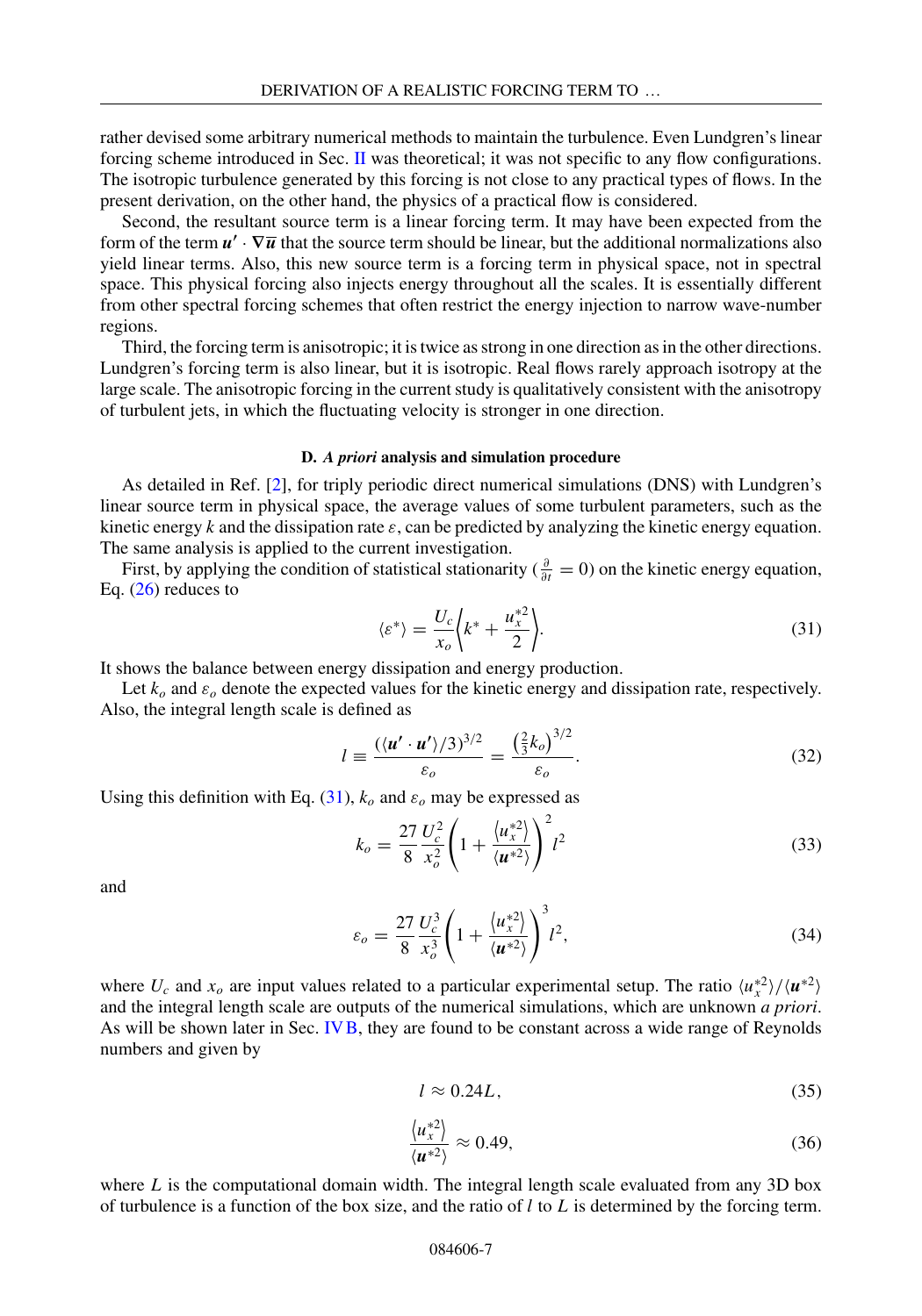rather devised some arbitrary numerical methods to maintain the turbulence. Even Lundgren's linear forcing scheme introduced in Sec. II was theoretical; it was not specific to any flow configurations. The isotropic turbulence generated by this forcing is not close to any practical types of flows. In the present derivation, on the other hand, the physics of a practical flow is considered.

Second, the resultant source term is a linear forcing term. It may have been expected from the form of the term $\boldsymbol{u'} \cdot \nabla \overline{\boldsymbol{u}}$ that the source term should be linear, but the additional normalizations also yield linear terms. Also, this new source term is a forcing term in physical space, not in spectral space. This physical forcing also injects energy throughout all the scales. It is essentially different from other spectral forcing schemes that often restrict the energy injection to narrow wave-number regions.

Third, the forcing term is anisotropic; it is twice as strong in one direction as in the other directions. Lundgren's forcing term is also linear, but it is isotropic. Real flows rarely approach isotropy at the large scale. The anisotropic forcing in the current study is qualitatively consistent with the anisotropy of turbulent jets, in which the fluctuating velocity is stronger in one direction.

### D. *A priori* analysis and simulation procedure

As detailed in Ref. [2], for triply periodic direct numerical simulations (DNS) with Lundgren's linear source term in physical space, the average values of some turbulent parameters, such as the kinetic energy $k$ and the dissipation rate $\varepsilon$, can be predicted by analyzing the kinetic energy equation. The same analysis is applied to the current investigation.

First, by applying the condition of statistical stationarity ($\frac{\partial}{\partial t} = 0$) on the kinetic energy equation, Eq. (26) reduces to

$$\langle \varepsilon^* \rangle = \frac{U_c}{x_o} \left\langle k^* + \frac{u_x^{*2}}{2} \right\rangle. \tag{31}$$

It shows the balance between energy dissipation and energy production.

Let $k_o$ and $\varepsilon_o$ denote the expected values for the kinetic energy and dissipation rate, respectively. Also, the integral length scale is defined as

$$l \equiv \frac{(\langle \boldsymbol{u'} \cdot \boldsymbol{u'} \rangle / 3)^{3/2}}{\varepsilon_o} = \frac{\left(\frac{2}{3} k_o\right)^{3/2}}{\varepsilon_o}. \tag{32}$$

Using this definition with Eq. (31), $k_o$ and $\varepsilon_o$ may be expressed as

$$k_o = \frac{27}{8} \frac{U_c^2}{x_o^2} \left( 1 + \frac{\langle u_x^{*2} \rangle}{\langle \boldsymbol{u}^{*2} \rangle} \right)^2 l^2 \tag{33}$$

and

$$\varepsilon_o = \frac{27}{8} \frac{U_c^3}{x_o^3} \left( 1 + \frac{\langle u_x^{*2} \rangle}{\langle \boldsymbol{u}^{*2} \rangle} \right)^3 l^2, \tag{34}$$

where $U_c$ and $x_o$ are input values related to a particular experimental setup. The ratio $\langle u_x^{*2} \rangle / \langle \boldsymbol{u}^{*2} \rangle$ and the integral length scale are outputs of the numerical simulations, which are unknown *a priori*. As will be shown later in Sec. IV B, they are found to be constant across a wide range of Reynolds numbers and given by

$$l \approx 0.24 L, \tag{35}$$

$$\frac{\langle u_x^{*2} \rangle}{\langle \boldsymbol{u}^{*2} \rangle} \approx 0.49, \tag{36}$$

where $L$ is the computational domain width. The integral length scale evaluated from any 3D box of turbulence is a function of the box size, and the ratio of $l$ to $L$ is determined by the forcing term.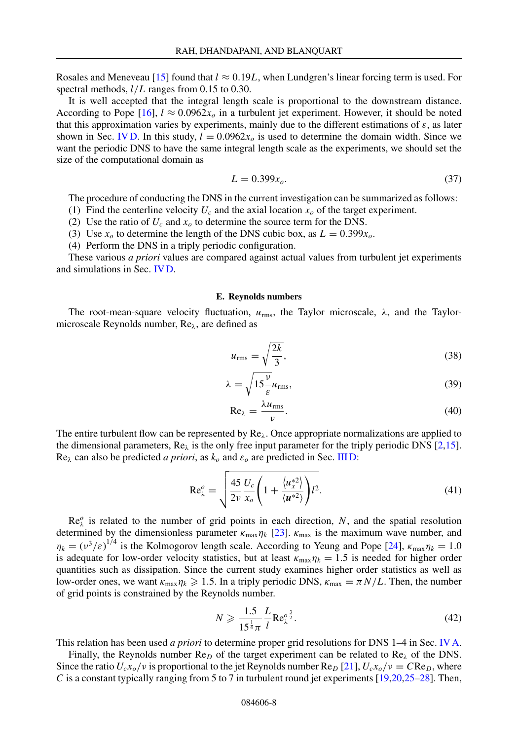Rosales and Meneveau [15] found that $l \approx 0.19L$, when Lundgren's linear forcing term is used. For spectral methods, $l/L$ ranges from 0.15 to 0.30.

It is well accepted that the integral length scale is proportional to the downstream distance. According to Pope [16], $l \approx 0.0962x_o$ in a turbulent jet experiment. However, it should be noted that this approximation varies by experiments, mainly due to the different estimations of $\varepsilon$, as later shown in Sec. IV D. In this study, $l = 0.0962x_o$ is used to determine the domain width. Since we want the periodic DNS to have the same integral length scale as the experiments, we should set the size of the computational domain as

$$L = 0.399x_o. \tag{37}$$

The procedure of conducting the DNS in the current investigation can be summarized as follows:

(1) Find the centerline velocity $U_c$ and the axial location $x_o$ of the target experiment.
(2) Use the ratio of $U_c$ and $x_o$ to determine the source term for the DNS.
(3) Use $x_o$ to determine the length of the DNS cubic box, as $L = 0.399x_o$.
(4) Perform the DNS in a triply periodic configuration.

These various *a priori* values are compared against actual values from turbulent jet experiments and simulations in Sec. IV D.

### E. Reynolds numbers

The root-mean-square velocity fluctuation, $u_{\text{rms}}$, the Taylor microscale, $\lambda$, and the Taylor-microscale Reynolds number, $\text{Re}_\lambda$, are defined as

$$u_{\text{rms}} = \sqrt{\frac{2k}{3}}, \tag{38}$$

$$\lambda = \sqrt{15\frac{\nu}{\varepsilon}}u_{\text{rms}}, \tag{39}$$

$$\text{Re}_\lambda = \frac{\lambda u_{\text{rms}}}{\nu}. \tag{40}$$

The entire turbulent flow can be represented by $\text{Re}_\lambda$. Once appropriate normalizations are applied to the dimensional parameters, $\text{Re}_\lambda$ is the only free input parameter for the triply periodic DNS [2,15]. $\text{Re}_\lambda$ can also be predicted *a priori*, as $k_o$ and $\varepsilon_o$ are predicted in Sec. III D:

$$\text{Re}_\lambda^o = \sqrt{\frac{45}{2\nu}\frac{U_c}{x_o}\left(1 + \frac{\langle u_x^{*2}\rangle}{\langle \boldsymbol{u}^{*2}\rangle}\right)l^2}. \tag{41}$$

$\text{Re}_\lambda^o$ is related to the number of grid points in each direction, $N$, and the spatial resolution determined by the dimensionless parameter $\kappa_{\max}\eta_k$ [23]. $\kappa_{\max}$ is the maximum wave number, and $\eta_k = (\nu^3/\varepsilon)^{1/4}$ is the Kolmogorov length scale. According to Yeung and Pope [24], $\kappa_{\max}\eta_k = 1.0$ is adequate for low-order velocity statistics, but at least $\kappa_{\max}\eta_k = 1.5$ is needed for higher order quantities such as dissipation. Since the current study examines higher order statistics as well as low-order ones, we want $\kappa_{\max}\eta_k \geqslant 1.5$. In a triply periodic DNS, $\kappa_{\max} = \pi N/L$. Then, the number of grid points is constrained by the Reynolds number.

$$N \geqslant \frac{1.5}{15^{\frac{1}{4}}\pi}\frac{L}{l}\text{Re}_\lambda^{o\,\frac{3}{2}}. \tag{42}$$

This relation has been used *a priori* to determine proper grid resolutions for DNS 1–4 in Sec. IV A.

Finally, the Reynolds number $\text{Re}_D$ of the target experiment can be related to $\text{Re}_\lambda$ of the DNS. Since the ratio $U_c x_o/\nu$ is proportional to the jet Reynolds number $\text{Re}_D$ [21], $U_c x_o/\nu = C\text{Re}_D$, where $C$ is a constant typically ranging from 5 to 7 in turbulent round jet experiments [19,20,25–28]. Then,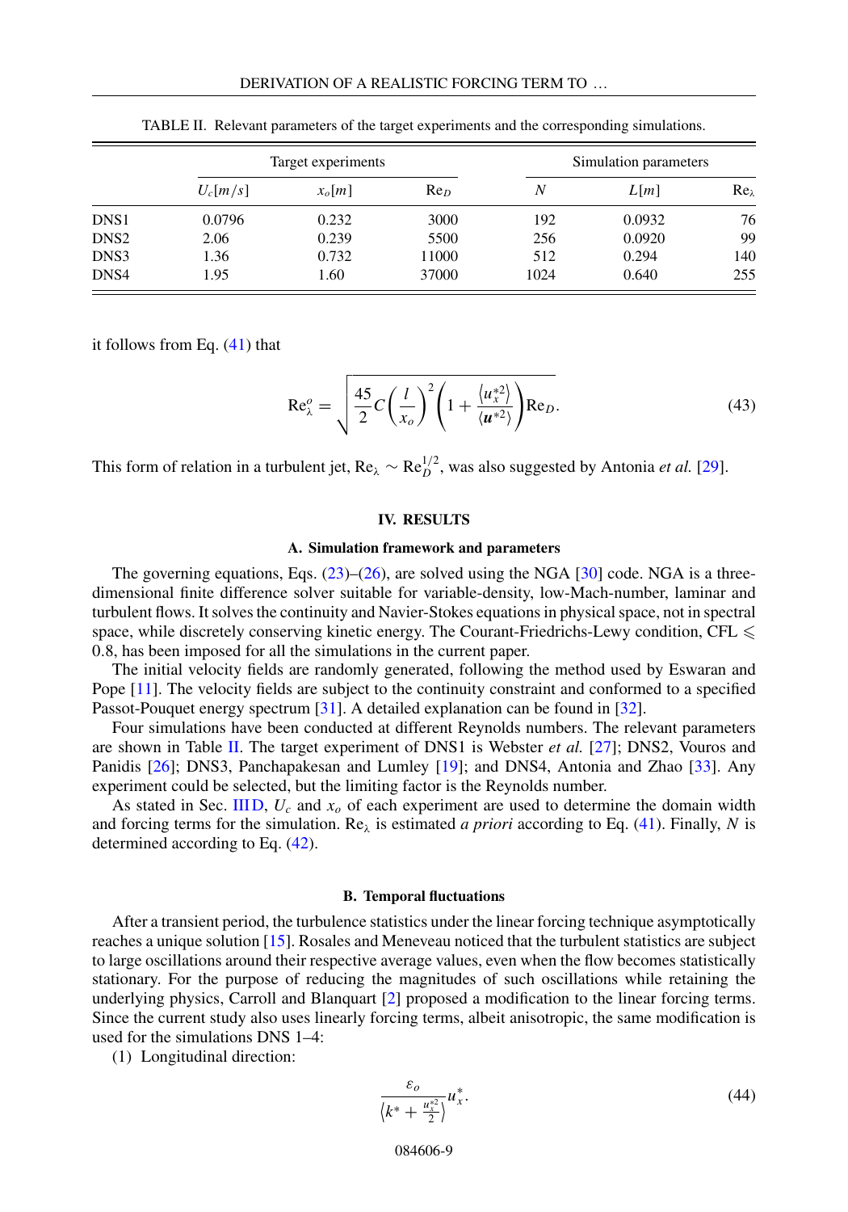TABLE II. Relevant parameters of the target experiments and the corresponding simulations.

| | Target experiments | | | Simulation parameters | | |
|---|---|---|---|---|---|---|
| | $U_c[m/s]$ | $x_o[m]$ | $\mathrm{Re}_D$ | $N$ | $L[m]$ | $\mathrm{Re}_\lambda$ |
| DNS1 | 0.0796 | 0.232 | 3000 | 192 | 0.0932 | 76 |
| DNS2 | 2.06 | 0.239 | 5500 | 256 | 0.0920 | 99 |
| DNS3 | 1.36 | 0.732 | 11000 | 512 | 0.294 | 140 |
| DNS4 | 1.95 | 1.60 | 37000 | 1024 | 0.640 | 255 |

it follows from Eq. (41) that

$$\mathrm{Re}_\lambda^o = \sqrt{\frac{45}{2} C \left(\frac{l}{x_o}\right)^2 \left(1 + \frac{\langle u_x^{*2} \rangle}{\langle \boldsymbol{u}^{*2} \rangle}\right) \mathrm{Re}_D}. \tag{43}$$

This form of relation in a turbulent jet, $\mathrm{Re}_\lambda \sim \mathrm{Re}_D^{1/2}$, was also suggested by Antonia *et al.* [29].

## IV. RESULTS

### A. Simulation framework and parameters

The governing equations, Eqs. (23)–(26), are solved using the NGA [30] code. NGA is a three-dimensional finite difference solver suitable for variable-density, low-Mach-number, laminar and turbulent flows. It solves the continuity and Navier-Stokes equations in physical space, not in spectral space, while discretely conserving kinetic energy. The Courant-Friedrichs-Lewy condition, CFL $\leqslant$ 0.8, has been imposed for all the simulations in the current paper.

The initial velocity fields are randomly generated, following the method used by Eswaran and Pope [11]. The velocity fields are subject to the continuity constraint and conformed to a specified Passot-Pouquet energy spectrum [31]. A detailed explanation can be found in [32].

Four simulations have been conducted at different Reynolds numbers. The relevant parameters are shown in Table II. The target experiment of DNS1 is Webster *et al.* [27]; DNS2, Vouros and Panidis [26]; DNS3, Panchapakesan and Lumley [19]; and DNS4, Antonia and Zhao [33]. Any experiment could be selected, but the limiting factor is the Reynolds number.

As stated in Sec. III D, $U_c$ and $x_o$ of each experiment are used to determine the domain width and forcing terms for the simulation. $\mathrm{Re}_\lambda$ is estimated *a priori* according to Eq. (41). Finally, $N$ is determined according to Eq. (42).

### B. Temporal fluctuations

After a transient period, the turbulence statistics under the linear forcing technique asymptotically reaches a unique solution [15]. Rosales and Meneveau noticed that the turbulent statistics are subject to large oscillations around their respective average values, even when the flow becomes statistically stationary. For the purpose of reducing the magnitudes of such oscillations while retaining the underlying physics, Carroll and Blanquart [2] proposed a modification to the linear forcing terms. Since the current study also uses linearly forcing terms, albeit anisotropic, the same modification is used for the simulations DNS 1–4:

(1) Longitudinal direction:

$$\frac{\varepsilon_o}{\left\langle k^* + \frac{u_x^{*2}}{2} \right\rangle} u_x^*. \tag{44}$$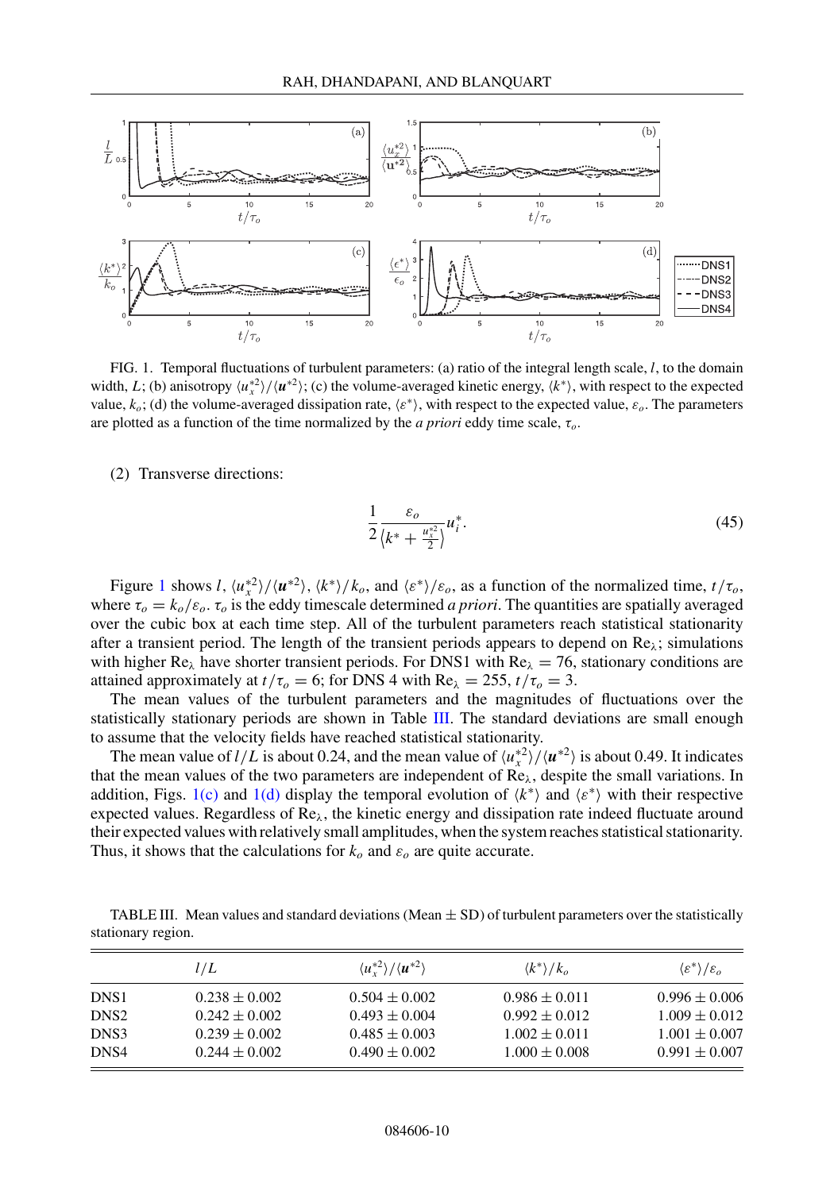FIG. 1. Temporal fluctuations of turbulent parameters: (a) ratio of the integral length scale, $l$, to the domain width, $L$; (b) anisotropy $\langle u_x^{*2} \rangle / \langle \boldsymbol{u}^{*2} \rangle$; (c) the volume-averaged kinetic energy, $\langle k^* \rangle$, with respect to the expected value, $k_o$; (d) the volume-averaged dissipation rate, $\langle \varepsilon^* \rangle$, with respect to the expected value, $\varepsilon_o$. The parameters are plotted as a function of the time normalized by the *a priori* eddy time scale, $\tau_o$.

(2) Transverse directions:

$$\frac{1}{2} \frac{\varepsilon_o}{\left\langle k^* + \frac{u_x^{*2}}{2} \right\rangle} u_i^*. \tag{45}$$

Figure 1 shows $l$, $\langle u_x^{*2} \rangle / \langle \boldsymbol{u}^{*2} \rangle$, $\langle k^* \rangle / k_o$, and $\langle \varepsilon^* \rangle / \varepsilon_o$, as a function of the normalized time, $t/\tau_o$, where $\tau_o = k_o/\varepsilon_o$. $\tau_o$ is the eddy timescale determined *a priori*. The quantities are spatially averaged over the cubic box at each time step. All of the turbulent parameters reach statistical stationarity after a transient period. The length of the transient periods appears to depend on $\text{Re}_\lambda$; simulations with higher $\text{Re}_\lambda$ have shorter transient periods. For DNS1 with $\text{Re}_\lambda = 76$, stationary conditions are attained approximately at $t/\tau_o = 6$; for DNS 4 with $\text{Re}_\lambda = 255$, $t/\tau_o = 3$.

The mean values of the turbulent parameters and the magnitudes of fluctuations over the statistically stationary periods are shown in Table III. The standard deviations are small enough to assume that the velocity fields have reached statistical stationarity.

The mean value of $l/L$ is about 0.24, and the mean value of $\langle u_x^{*2} \rangle / \langle \boldsymbol{u}^{*2} \rangle$ is about 0.49. It indicates that the mean values of the two parameters are independent of $\text{Re}_\lambda$, despite the small variations. In addition, Figs. 1(c) and 1(d) display the temporal evolution of $\langle k^* \rangle$ and $\langle \varepsilon^* \rangle$ with their respective expected values. Regardless of $\text{Re}_\lambda$, the kinetic energy and dissipation rate indeed fluctuate around their expected values with relatively small amplitudes, when the system reaches statistical stationarity. Thus, it shows that the calculations for $k_o$ and $\varepsilon_o$ are quite accurate.

TABLE III. Mean values and standard deviations (Mean ± SD) of turbulent parameters over the statistically stationary region.

| | $l/L$ | $\langle u_x^{*2} \rangle / \langle \boldsymbol{u}^{*2} \rangle$ | $\langle k^* \rangle / k_o$ | $\langle \varepsilon^* \rangle / \varepsilon_o$ |
|---|---|---|---|---|
| DNS1 | $0.238 \pm 0.002$ | $0.504 \pm 0.002$ | $0.986 \pm 0.011$ | $0.996 \pm 0.006$ |
| DNS2 | $0.242 \pm 0.002$ | $0.493 \pm 0.004$ | $0.992 \pm 0.012$ | $1.009 \pm 0.012$ |
| DNS3 | $0.239 \pm 0.002$ | $0.485 \pm 0.003$ | $1.002 \pm 0.011$ | $1.001 \pm 0.007$ |
| DNS4 | $0.244 \pm 0.002$ | $0.490 \pm 0.002$ | $1.000 \pm 0.008$ | $0.991 \pm 0.007$ |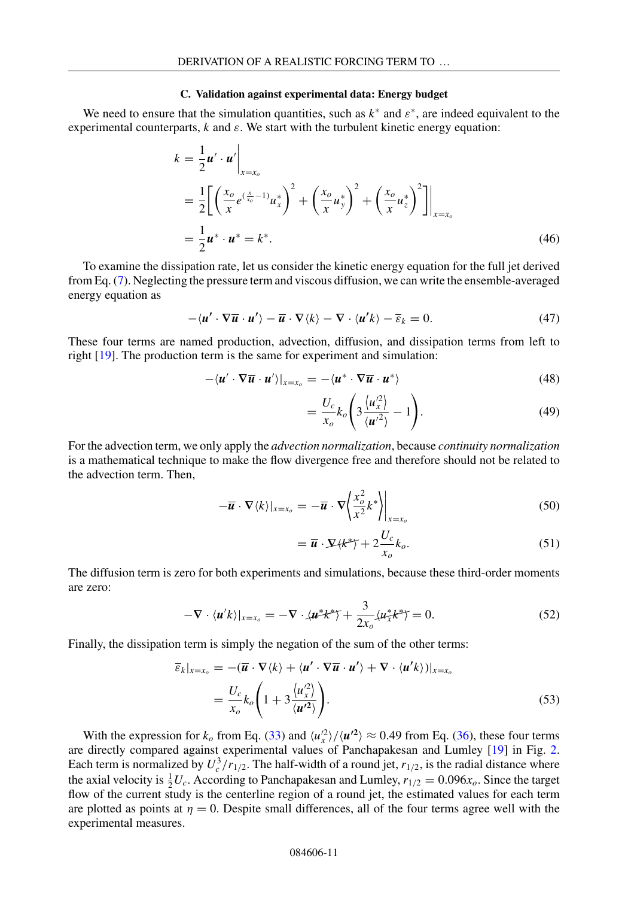### C. Validation against experimental data: Energy budget

We need to ensure that the simulation quantities, such as $k^*$ and $\varepsilon^*$, are indeed equivalent to the experimental counterparts, $k$ and $\varepsilon$. We start with the turbulent kinetic energy equation:

$$
\begin{aligned}
k &= \frac{1}{2}\boldsymbol{u}'\cdot\boldsymbol{u}'\bigg|_{x=x_o} \\
&= \frac{1}{2}\left[\left(\frac{x_o}{x}e^{\left(\frac{x}{x_o}-1\right)}u_x^*\right)^2+\left(\frac{x_o}{x}u_y^*\right)^2+\left(\frac{x_o}{x}u_z^*\right)^2\right]\bigg|_{x=x_o} \\
&= \frac{1}{2}\boldsymbol{u}^*\cdot\boldsymbol{u}^* = k^*.
\end{aligned}
\tag{46}
$$

To examine the dissipation rate, let us consider the kinetic energy equation for the full jet derived from Eq. (7). Neglecting the pressure term and viscous diffusion, we can write the ensemble-averaged energy equation as

$$
-\langle\boldsymbol{u}'\cdot\nabla\overline{\boldsymbol{u}}\cdot\boldsymbol{u}'\rangle-\overline{\boldsymbol{u}}\cdot\nabla\langle k\rangle-\nabla\cdot\langle\boldsymbol{u}'k\rangle-\overline{\varepsilon}_k=0. \tag{47}
$$

These four terms are named production, advection, diffusion, and dissipation terms from left to right [19]. The production term is the same for experiment and simulation:

$$
-\langle\boldsymbol{u}'\cdot\nabla\overline{\boldsymbol{u}}\cdot\boldsymbol{u}'\rangle|_{x=x_o} = -\langle\boldsymbol{u}^*\cdot\nabla\overline{\boldsymbol{u}}\cdot\boldsymbol{u}^*\rangle \tag{48}
$$

$$
= \frac{U_c}{x_o}k_o\left(3\frac{\langle u_x'^2\rangle}{\langle\boldsymbol{u}'^2\rangle}-1\right). \tag{49}
$$

For the advection term, we only apply the *advection normalization*, because *continuity normalization* is a mathematical technique to make the flow divergence free and therefore should not be related to the advection term. Then,

$$
-\overline{\boldsymbol{u}}\cdot\nabla\langle k\rangle|_{x=x_o} = -\overline{\boldsymbol{u}}\cdot\nabla\left\langle\frac{x_o^2}{x^2}k^*\right\rangle\bigg|_{x=x_o} \tag{50}
$$

$$
= \overline{\boldsymbol{u}}\cdot\cancel{\nabla\langle k^*\rangle}+2\frac{U_c}{x_o}k_o. \tag{51}
$$

The diffusion term is zero for both experiments and simulations, because these third-order moments are zero:

$$
-\nabla\cdot\langle\boldsymbol{u}'k\rangle|_{x=x_o} = -\nabla\cdot\cancel{\langle\boldsymbol{u}^*k^*\rangle}+\frac{3}{2x_o}\cancel{\langle u_x^*k^*\rangle}=0. \tag{52}
$$

Finally, the dissipation term is simply the negation of the sum of the other terms:

$$
\begin{aligned}
\overline{\varepsilon}_k|_{x=x_o} &= -(\overline{\boldsymbol{u}}\cdot\nabla\langle k\rangle+\langle\boldsymbol{u}'\cdot\nabla\overline{\boldsymbol{u}}\cdot\boldsymbol{u}'\rangle+\nabla\cdot\langle\boldsymbol{u}'k\rangle)|_{x=x_o} \\
&= \frac{U_c}{x_o}k_o\left(1+3\frac{\langle u_x'^2\rangle}{\langle\boldsymbol{u}'^2\rangle}\right).
\end{aligned}
\tag{53}
$$

With the expression for $k_o$ from Eq. (33) and $\langle u_x'^2\rangle/\langle\boldsymbol{u}'^2\rangle\approx 0.49$ from Eq. (36), these four terms are directly compared against experimental values of Panchapakesan and Lumley [19] in Fig. 2. Each term is normalized by $U_c^3/r_{1/2}$. The half-width of a round jet, $r_{1/2}$, is the radial distance where the axial velocity is $\frac{1}{2}U_c$. According to Panchapakesan and Lumley, $r_{1/2}=0.096x_o$. Since the target flow of the current study is the centerline region of a round jet, the estimated values for each term are plotted as points at $\eta=0$. Despite small differences, all of the four terms agree well with the experimental measures.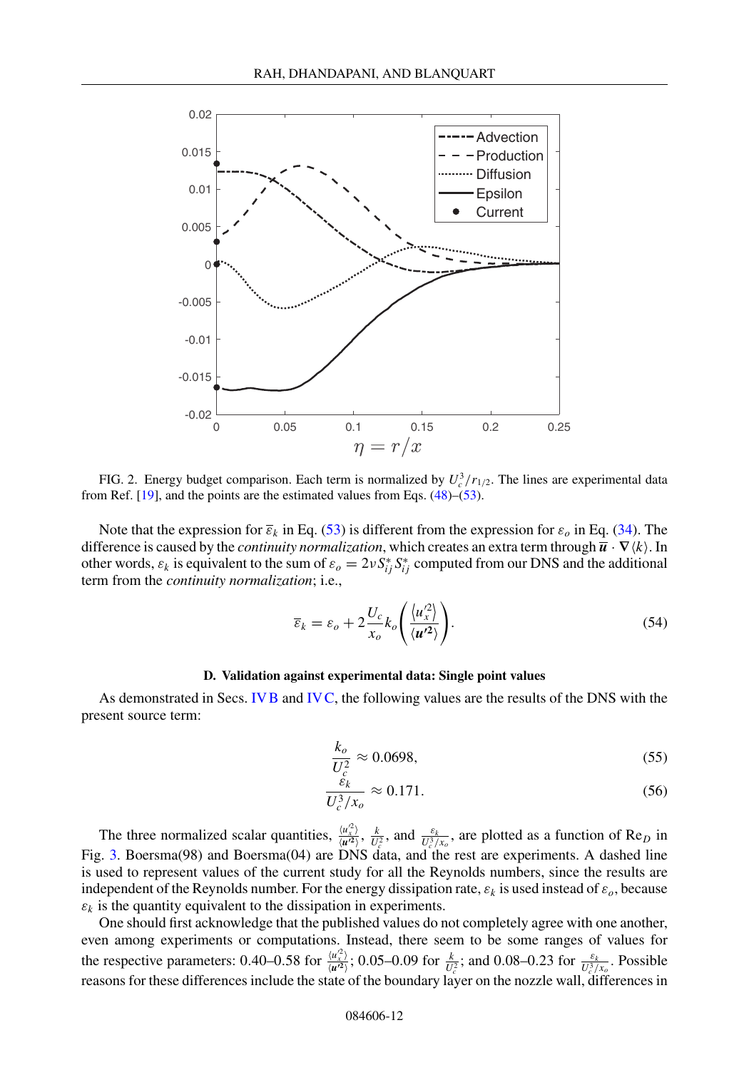FIG. 2. Energy budget comparison. Each term is normalized by $U_c^3/r_{1/2}$. The lines are experimental data from Ref. [19], and the points are the estimated values from Eqs. (48)–(53).

Note that the expression for $\overline{\varepsilon}_k$ in Eq. (53) is different from the expression for $\varepsilon_o$ in Eq. (34). The difference is caused by the *continuity normalization*, which creates an extra term through $\overline{\boldsymbol{u}} \cdot \nabla\langle k\rangle$. In other words, $\varepsilon_k$ is equivalent to the sum of $\varepsilon_o = 2\nu S_{ij}^* S_{ij}^*$ computed from our DNS and the additional term from the *continuity normalization*; i.e.,

$$\overline{\varepsilon}_k = \varepsilon_o + 2\frac{U_c}{x_o}k_o\left(\frac{\langle u_x'^2\rangle}{\langle \boldsymbol{u}'^2\rangle}\right). \tag{54}$$

### D. Validation against experimental data: Single point values

As demonstrated in Secs. IV B and IV C, the following values are the results of the DNS with the present source term:

$$\frac{k_o}{U_c^2} \approx 0.0698, \tag{55}$$

$$\frac{\varepsilon_k}{U_c^3/x_o} \approx 0.171. \tag{56}$$

The three normalized scalar quantities, $\frac{\langle u_x'^2\rangle}{\langle \boldsymbol{u}'^2\rangle}$, $\frac{k}{U_c^2}$, and $\frac{\varepsilon_k}{U_c^3/x_o}$, are plotted as a function of $\mathrm{Re}_D$ in Fig. 3. Boersma(98) and Boersma(04) are DNS data, and the rest are experiments. A dashed line is used to represent values of the current study for all the Reynolds numbers, since the results are independent of the Reynolds number. For the energy dissipation rate, $\varepsilon_k$ is used instead of $\varepsilon_o$, because $\varepsilon_k$ is the quantity equivalent to the dissipation in experiments.

One should first acknowledge that the published values do not completely agree with one another, even among experiments or computations. Instead, there seem to be some ranges of values for the respective parameters: 0.40–0.58 for $\frac{\langle u_x'^2\rangle}{\langle \boldsymbol{u}'^2\rangle}$; 0.05–0.09 for $\frac{k}{U_c^2}$; and 0.08–0.23 for $\frac{\varepsilon_k}{U_c^3/x_o}$. Possible reasons for these differences include the state of the boundary layer on the nozzle wall, differences in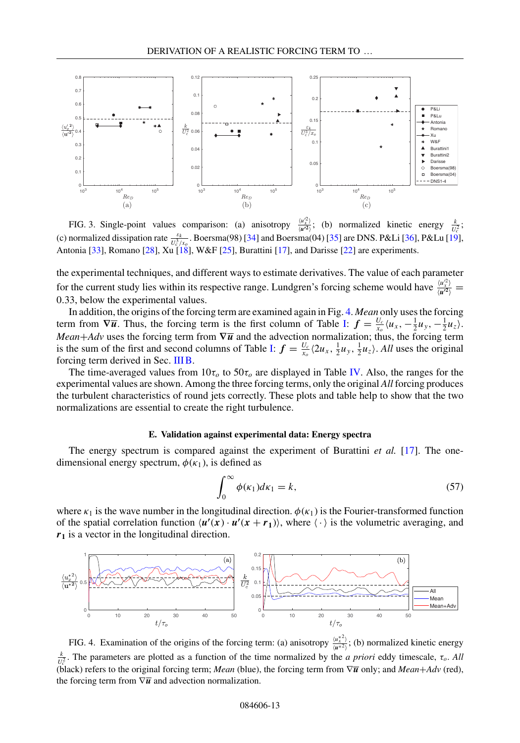FIG. 3. Single-point values comparison: (a) anisotropy $\frac{\langle u_x'^2\rangle}{\langle \boldsymbol{u}'^2\rangle}$; (b) normalized kinetic energy $\frac{k}{U_c^2}$; (c) normalized dissipation rate $\frac{\varepsilon_k}{U_c^3/x_o}$. Boersma(98) [34] and Boersma(04) [35] are DNS. P&Li [36], P&Lu [19], Antonia [33], Romano [28], Xu [18], W&F [25], Burattini [17], and Darisse [22] are experiments.

the experimental techniques, and different ways to estimate derivatives. The value of each parameter for the current study lies within its respective range. Lundgren's forcing scheme would have $\frac{\langle u_x'^2\rangle}{\langle \boldsymbol{u}'^2\rangle} = 0.33$, below the experimental values.

In addition, the origins of the forcing term are examined again in Fig. 4. *Mean* only uses the forcing term from $\nabla\overline{\boldsymbol{u}}$. Thus, the forcing term is the first column of Table I: $\boldsymbol{f} = \frac{U_c}{x_o}\langle u_x, -\frac{1}{2}u_y, -\frac{1}{2}u_z\rangle$. *Mean+Adv* uses the forcing term from $\nabla\overline{\boldsymbol{u}}$ and the advection normalization; thus, the forcing term is the sum of the first and second columns of Table I: $\boldsymbol{f} = \frac{U_c}{x_o}\langle 2u_x, \frac{1}{2}u_y, \frac{1}{2}u_z\rangle$. *All* uses the original forcing term derived in Sec. III B.

The time-averaged values from $10\tau_o$ to $50\tau_o$ are displayed in Table IV. Also, the ranges for the experimental values are shown. Among the three forcing terms, only the original *All* forcing produces the turbulent characteristics of round jets correctly. These plots and table help to show that the two normalizations are essential to create the right turbulence.

### E. Validation against experimental data: Energy spectra

The energy spectrum is compared against the experiment of Burattini *et al.* [17]. The one-dimensional energy spectrum, $\phi(\kappa_1)$, is defined as

$$\int_0^\infty \phi(\kappa_1)d\kappa_1 = k, \tag{57}$$

where $\kappa_1$ is the wave number in the longitudinal direction. $\phi(\kappa_1)$ is the Fourier-transformed function of the spatial correlation function $\langle \boldsymbol{u}'(\boldsymbol{x}) \cdot \boldsymbol{u}'(\boldsymbol{x} + \boldsymbol{r_1})\rangle$, where $\langle \cdot \rangle$ is the volumetric averaging, and $\boldsymbol{r_1}$ is a vector in the longitudinal direction.

FIG. 4. Examination of the origins of the forcing term: (a) anisotropy $\frac{\langle u_x^{*2}\rangle}{\langle \boldsymbol{u}^{*2}\rangle}$; (b) normalized kinetic energy $\frac{k}{U_c^2}$. The parameters are plotted as a function of the time normalized by the *a priori* eddy timescale, $\tau_o$. *All* (black) refers to the original forcing term; *Mean* (blue), the forcing term from $\nabla\overline{\boldsymbol{u}}$ only; and *Mean+Adv* (red), the forcing term from $\nabla\overline{\boldsymbol{u}}$ and advection normalization.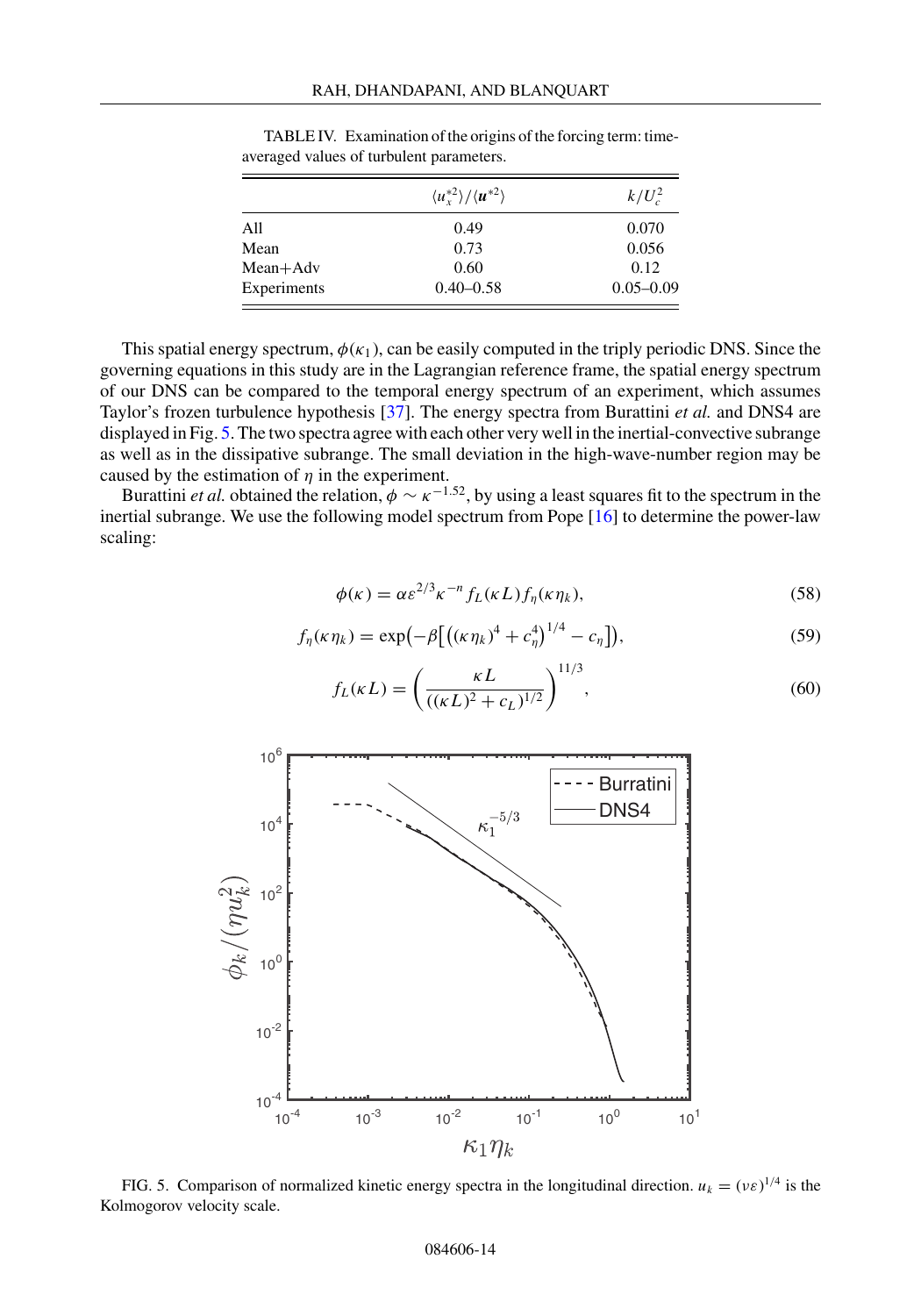TABLE IV. Examination of the origins of the forcing term: time-averaged values of turbulent parameters.

| | $\langle u_x^{*2} \rangle / \langle \boldsymbol{u}^{*2} \rangle$ | $k/U_c^2$ |
|---|---|---|
| All | 0.49 | 0.070 |
| Mean | 0.73 | 0.056 |
| Mean+Adv | 0.60 | 0.12 |
| Experiments | 0.40–0.58 | 0.05–0.09 |

This spatial energy spectrum, $\phi(\kappa_1)$, can be easily computed in the triply periodic DNS. Since the governing equations in this study are in the Lagrangian reference frame, the spatial energy spectrum of our DNS can be compared to the temporal energy spectrum of an experiment, which assumes Taylor's frozen turbulence hypothesis [37]. The energy spectra from Burattini *et al.* and DNS4 are displayed in Fig. 5. The two spectra agree with each other very well in the inertial-convective subrange as well as in the dissipative subrange. The small deviation in the high-wave-number region may be caused by the estimation of $\eta$ in the experiment.

Burattini *et al.* obtained the relation, $\phi \sim \kappa^{-1.52}$, by using a least squares fit to the spectrum in the inertial subrange. We use the following model spectrum from Pope [16] to determine the power-law scaling:

$$\phi(\kappa) = \alpha \varepsilon^{2/3} \kappa^{-n} f_L(\kappa L) f_\eta(\kappa \eta_k), \tag{58}$$

$$f_\eta(\kappa \eta_k) = \exp\left(-\beta\left[\left((\kappa \eta_k)^4 + c_\eta^4\right)^{1/4} - c_\eta\right]\right), \tag{59}$$

$$f_L(\kappa L) = \left(\frac{\kappa L}{((\kappa L)^2 + c_L)^{1/2}}\right)^{11/3}, \tag{60}$$

FIG. 5. Comparison of normalized kinetic energy spectra in the longitudinal direction. $u_k = (\nu \varepsilon)^{1/4}$ is the Kolmogorov velocity scale.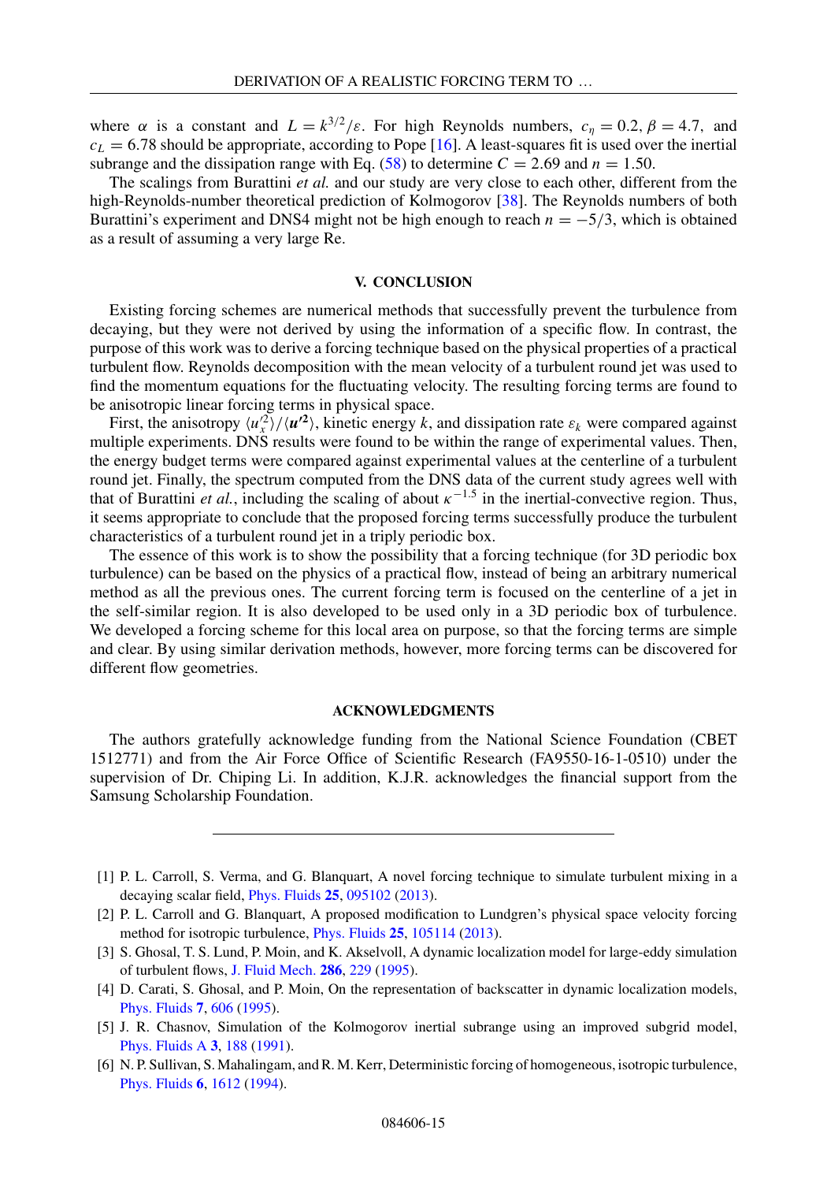where $\alpha$ is a constant and $L = k^{3/2}/\varepsilon$. For high Reynolds numbers, $c_\eta = 0.2$, $\beta = 4.7$, and $c_L = 6.78$ should be appropriate, according to Pope [16]. A least-squares fit is used over the inertial subrange and the dissipation range with Eq. (58) to determine $C = 2.69$ and $n = 1.50$.

The scalings from Burattini *et al.* and our study are very close to each other, different from the high-Reynolds-number theoretical prediction of Kolmogorov [38]. The Reynolds numbers of both Burattini's experiment and DNS4 might not be high enough to reach $n = -5/3$, which is obtained as a result of assuming a very large Re.

## V. CONCLUSION

Existing forcing schemes are numerical methods that successfully prevent the turbulence from decaying, but they were not derived by using the information of a specific flow. In contrast, the purpose of this work was to derive a forcing technique based on the physical properties of a practical turbulent flow. Reynolds decomposition with the mean velocity of a turbulent round jet was used to find the momentum equations for the fluctuating velocity. The resulting forcing terms are found to be anisotropic linear forcing terms in physical space.

First, the anisotropy $\langle u_x'^2 \rangle / \langle \boldsymbol{u}'^2 \rangle$, kinetic energy $k$, and dissipation rate $\varepsilon_k$ were compared against multiple experiments. DNS results were found to be within the range of experimental values. Then, the energy budget terms were compared against experimental values at the centerline of a turbulent round jet. Finally, the spectrum computed from the DNS data of the current study agrees well with that of Burattini *et al.*, including the scaling of about $\kappa^{-1.5}$ in the inertial-convective region. Thus, it seems appropriate to conclude that the proposed forcing terms successfully produce the turbulent characteristics of a turbulent round jet in a triply periodic box.

The essence of this work is to show the possibility that a forcing technique (for 3D periodic box turbulence) can be based on the physics of a practical flow, instead of being an arbitrary numerical method as all the previous ones. The current forcing term is focused on the centerline of a jet in the self-similar region. It is also developed to be used only in a 3D periodic box of turbulence. We developed a forcing scheme for this local area on purpose, so that the forcing terms are simple and clear. By using similar derivation methods, however, more forcing terms can be discovered for different flow geometries.

## ACKNOWLEDGMENTS

The authors gratefully acknowledge funding from the National Science Foundation (CBET 1512771) and from the Air Force Office of Scientific Research (FA9550-16-1-0510) under the supervision of Dr. Chiping Li. In addition, K.J.R. acknowledges the financial support from the Samsung Scholarship Foundation.

---

[1] P. L. Carroll, S. Verma, and G. Blanquart, A novel forcing technique to simulate turbulent mixing in a decaying scalar field, Phys. Fluids **25**, 095102 (2013).

[2] P. L. Carroll and G. Blanquart, A proposed modification to Lundgren's physical space velocity forcing method for isotropic turbulence, Phys. Fluids **25**, 105114 (2013).

[3] S. Ghosal, T. S. Lund, P. Moin, and K. Akselvoll, A dynamic localization model for large-eddy simulation of turbulent flows, J. Fluid Mech. **286**, 229 (1995).

[4] D. Carati, S. Ghosal, and P. Moin, On the representation of backscatter in dynamic localization models, Phys. Fluids **7**, 606 (1995).

[5] J. R. Chasnov, Simulation of the Kolmogorov inertial subrange using an improved subgrid model, Phys. Fluids A **3**, 188 (1991).

[6] N. P. Sullivan, S. Mahalingam, and R. M. Kerr, Deterministic forcing of homogeneous, isotropic turbulence, Phys. Fluids **6**, 1612 (1994).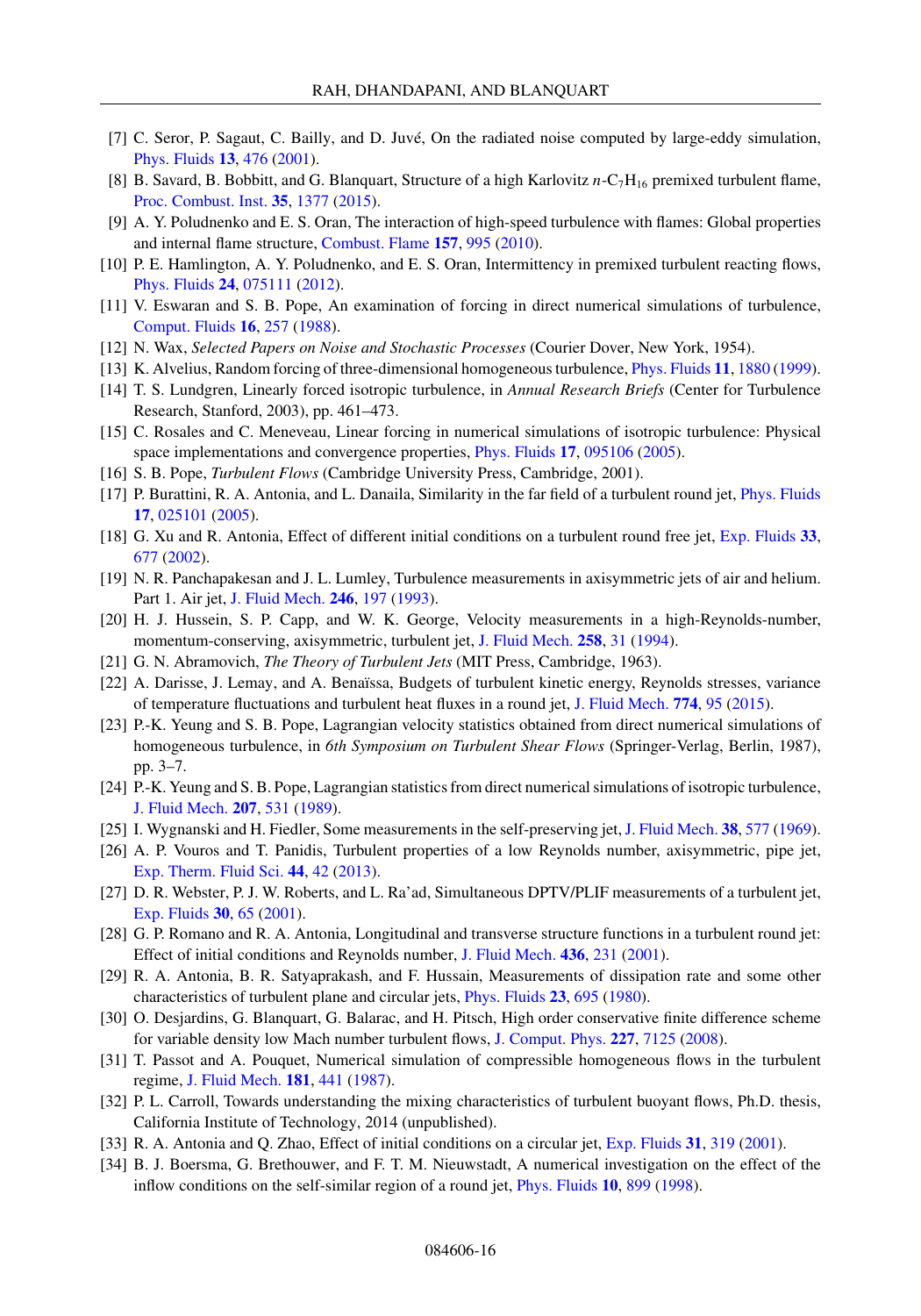[7] C. Seror, P. Sagaut, C. Bailly, and D. Juvé, On the radiated noise computed by large-eddy simulation, Phys. Fluids **13**, 476 (2001).

[8] B. Savard, B. Bobbitt, and G. Blanquart, Structure of a high Karlovitz $n$-$C_7H_{16}$ premixed turbulent flame, Proc. Combust. Inst. **35**, 1377 (2015).

[9] A. Y. Poludnenko and E. S. Oran, The interaction of high-speed turbulence with flames: Global properties and internal flame structure, Combust. Flame **157**, 995 (2010).

[10] P. E. Hamlington, A. Y. Poludnenko, and E. S. Oran, Intermittency in premixed turbulent reacting flows, Phys. Fluids **24**, 075111 (2012).

[11] V. Eswaran and S. B. Pope, An examination of forcing in direct numerical simulations of turbulence, Comput. Fluids **16**, 257 (1988).

[12] N. Wax, *Selected Papers on Noise and Stochastic Processes* (Courier Dover, New York, 1954).

[13] K. Alvelius, Random forcing of three-dimensional homogeneous turbulence, Phys. Fluids **11**, 1880 (1999).

[14] T. S. Lundgren, Linearly forced isotropic turbulence, in *Annual Research Briefs* (Center for Turbulence Research, Stanford, 2003), pp. 461–473.

[15] C. Rosales and C. Meneveau, Linear forcing in numerical simulations of isotropic turbulence: Physical space implementations and convergence properties, Phys. Fluids **17**, 095106 (2005).

[16] S. B. Pope, *Turbulent Flows* (Cambridge University Press, Cambridge, 2001).

[17] P. Burattini, R. A. Antonia, and L. Danaila, Similarity in the far field of a turbulent round jet, Phys. Fluids **17**, 025101 (2005).

[18] G. Xu and R. Antonia, Effect of different initial conditions on a turbulent round free jet, Exp. Fluids **33**, 677 (2002).

[19] N. R. Panchapakesan and J. L. Lumley, Turbulence measurements in axisymmetric jets of air and helium. Part 1. Air jet, J. Fluid Mech. **246**, 197 (1993).

[20] H. J. Hussein, S. P. Capp, and W. K. George, Velocity measurements in a high-Reynolds-number, momentum-conserving, axisymmetric, turbulent jet, J. Fluid Mech. **258**, 31 (1994).

[21] G. N. Abramovich, *The Theory of Turbulent Jets* (MIT Press, Cambridge, 1963).

[22] A. Darisse, J. Lemay, and A. Benaïssa, Budgets of turbulent kinetic energy, Reynolds stresses, variance of temperature fluctuations and turbulent heat fluxes in a round jet, J. Fluid Mech. **774**, 95 (2015).

[23] P.-K. Yeung and S. B. Pope, Lagrangian velocity statistics obtained from direct numerical simulations of homogeneous turbulence, in *6th Symposium on Turbulent Shear Flows* (Springer-Verlag, Berlin, 1987), pp. 3–7.

[24] P.-K. Yeung and S. B. Pope, Lagrangian statistics from direct numerical simulations of isotropic turbulence, J. Fluid Mech. **207**, 531 (1989).

[25] I. Wygnanski and H. Fiedler, Some measurements in the self-preserving jet, J. Fluid Mech. **38**, 577 (1969).

[26] A. P. Vouros and T. Panidis, Turbulent properties of a low Reynolds number, axisymmetric, pipe jet, Exp. Therm. Fluid Sci. **44**, 42 (2013).

[27] D. R. Webster, P. J. W. Roberts, and L. Ra'ad, Simultaneous DPTV/PLIF measurements of a turbulent jet, Exp. Fluids **30**, 65 (2001).

[28] G. P. Romano and R. A. Antonia, Longitudinal and transverse structure functions in a turbulent round jet: Effect of initial conditions and Reynolds number, J. Fluid Mech. **436**, 231 (2001).

[29] R. A. Antonia, B. R. Satyaprakash, and F. Hussain, Measurements of dissipation rate and some other characteristics of turbulent plane and circular jets, Phys. Fluids **23**, 695 (1980).

[30] O. Desjardins, G. Blanquart, G. Balarac, and H. Pitsch, High order conservative finite difference scheme for variable density low Mach number turbulent flows, J. Comput. Phys. **227**, 7125 (2008).

[31] T. Passot and A. Pouquet, Numerical simulation of compressible homogeneous flows in the turbulent regime, J. Fluid Mech. **181**, 441 (1987).

[32] P. L. Carroll, Towards understanding the mixing characteristics of turbulent buoyant flows, Ph.D. thesis, California Institute of Technology, 2014 (unpublished).

[33] R. A. Antonia and Q. Zhao, Effect of initial conditions on a circular jet, Exp. Fluids **31**, 319 (2001).

[34] B. J. Boersma, G. Brethouwer, and F. T. M. Nieuwstadt, A numerical investigation on the effect of the inflow conditions on the self-similar region of a round jet, Phys. Fluids **10**, 899 (1998).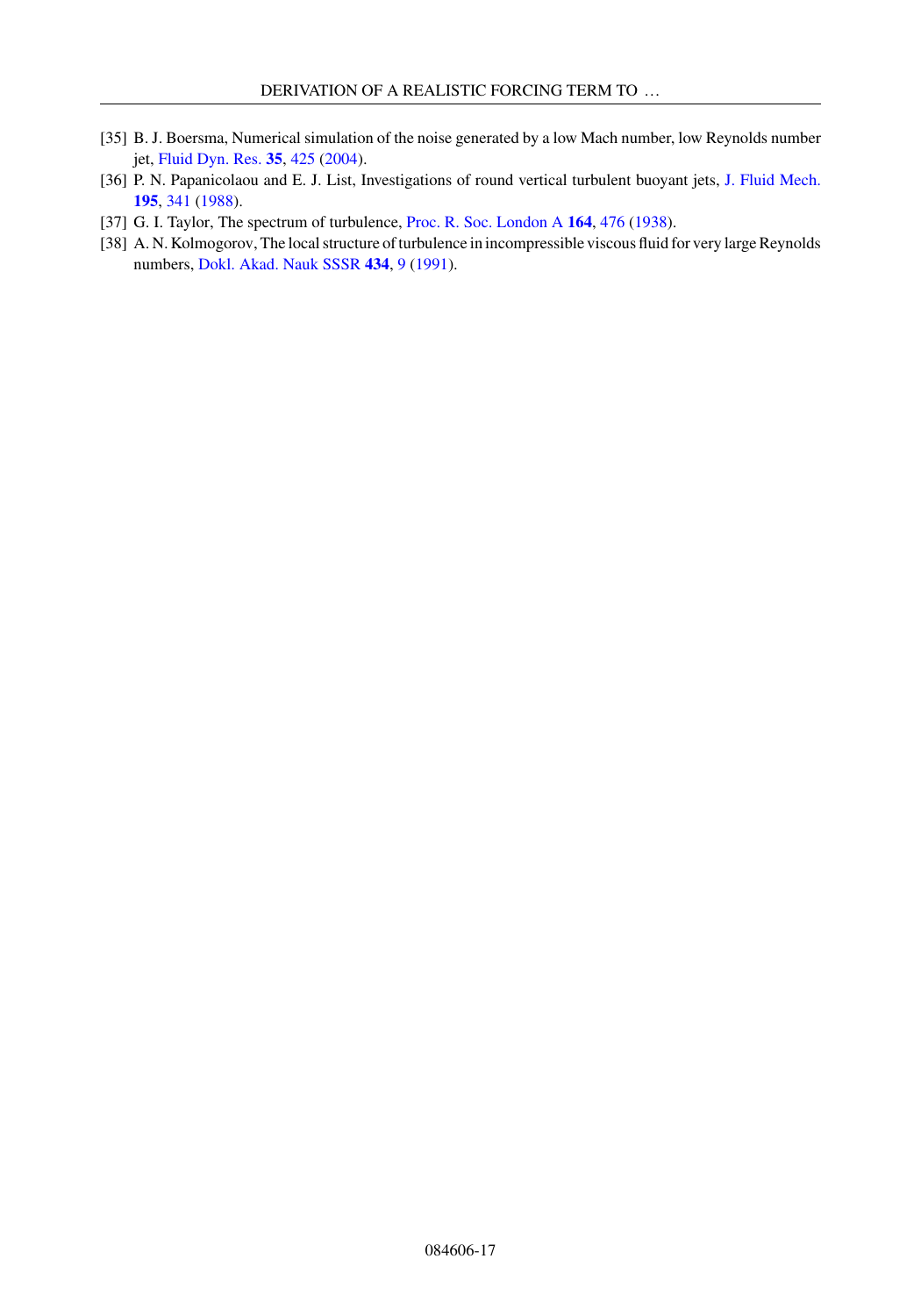[35] B. J. Boersma, Numerical simulation of the noise generated by a low Mach number, low Reynolds number jet, Fluid Dyn. Res. **35**, 425 (2004).

[36] P. N. Papanicolaou and E. J. List, Investigations of round vertical turbulent buoyant jets, J. Fluid Mech. **195**, 341 (1988).

[37] G. I. Taylor, The spectrum of turbulence, Proc. R. Soc. London A **164**, 476 (1938).

[38] A. N. Kolmogorov, The local structure of turbulence in incompressible viscous fluid for very large Reynolds numbers, Dokl. Akad. Nauk SSSR **434**, 9 (1991).